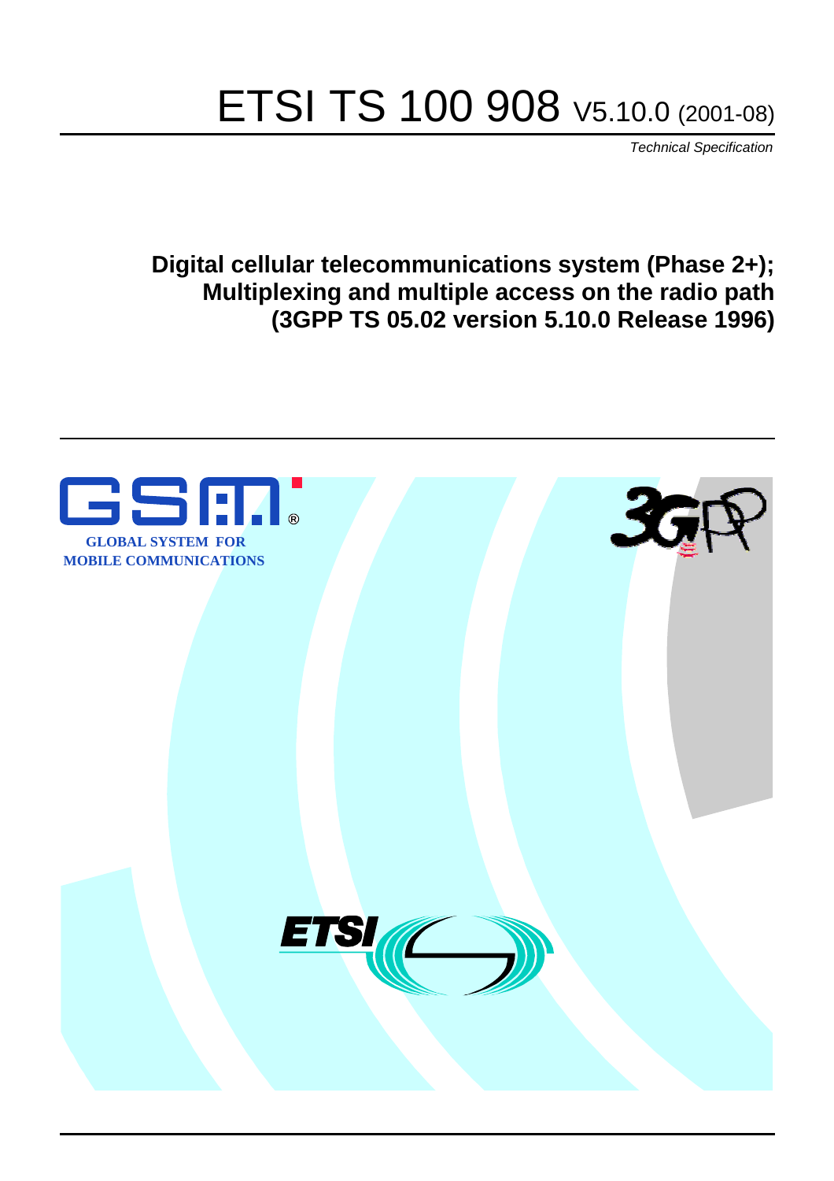# ETSI TS 100 908 V5.10.0 (2001-08)

*Technical Specification*

**Digital cellular telecommunications system (Phase 2+); Multiplexing and multiple access on the radio path (3GPP TS 05.02 version 5.10.0 Release 1996)**

GLOBAL SYSTEM FOR MOBILE COMMUNICATIONS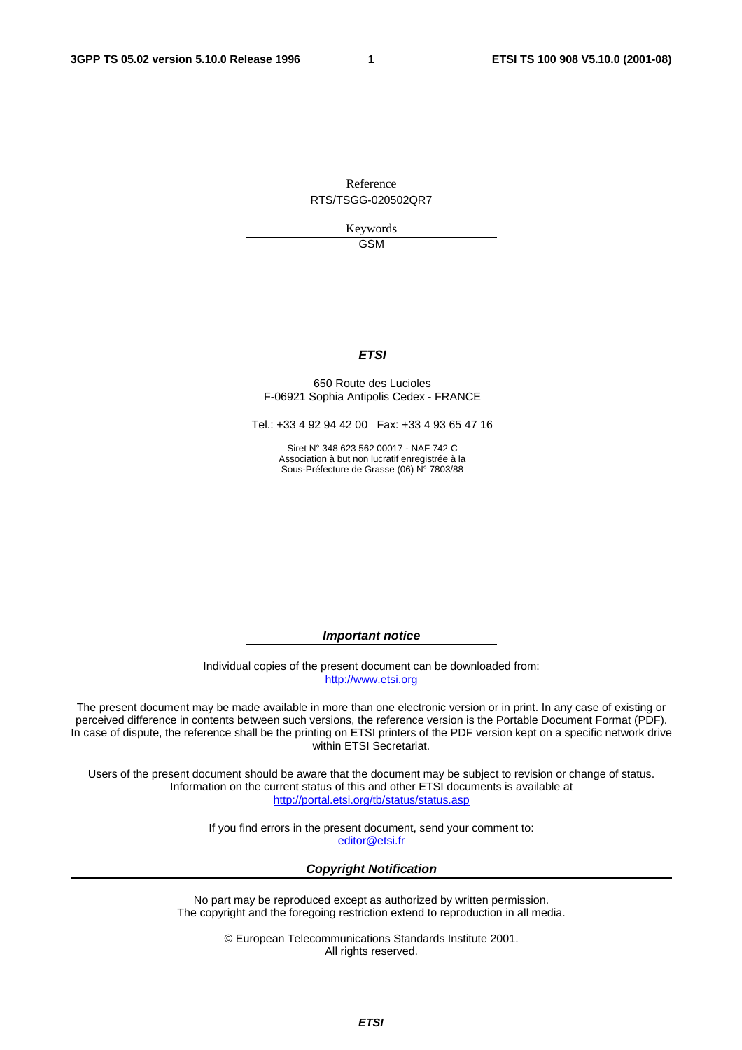Reference

RTS/TSGG-020502QR7

Keywords

GSM

***ETSI***

650 Route des Lucioles
F-06921 Sophia Antipolis Cedex - FRANCE

Tel.: +33 4 92 94 42 00 Fax: +33 4 93 65 47 16

Siret N° 348 623 562 00017 - NAF 742 C
Association à but non lucratif enregistrée à la
Sous-Préfecture de Grasse (06) N° 7803/88

***Important notice***

Individual copies of the present document can be downloaded from:
http://www.etsi.org

The present document may be made available in more than one electronic version or in print. In any case of existing or perceived difference in contents between such versions, the reference version is the Portable Document Format (PDF). In case of dispute, the reference shall be the printing on ETSI printers of the PDF version kept on a specific network drive within ETSI Secretariat.

Users of the present document should be aware that the document may be subject to revision or change of status. Information on the current status of this and other ETSI documents is available at
http://portal.etsi.org/tb/status/status.asp

If you find errors in the present document, send your comment to:
editor@etsi.fr

***Copyright Notification***

No part may be reproduced except as authorized by written permission.
The copyright and the foregoing restriction extend to reproduction in all media.

© European Telecommunications Standards Institute 2001.
All rights reserved.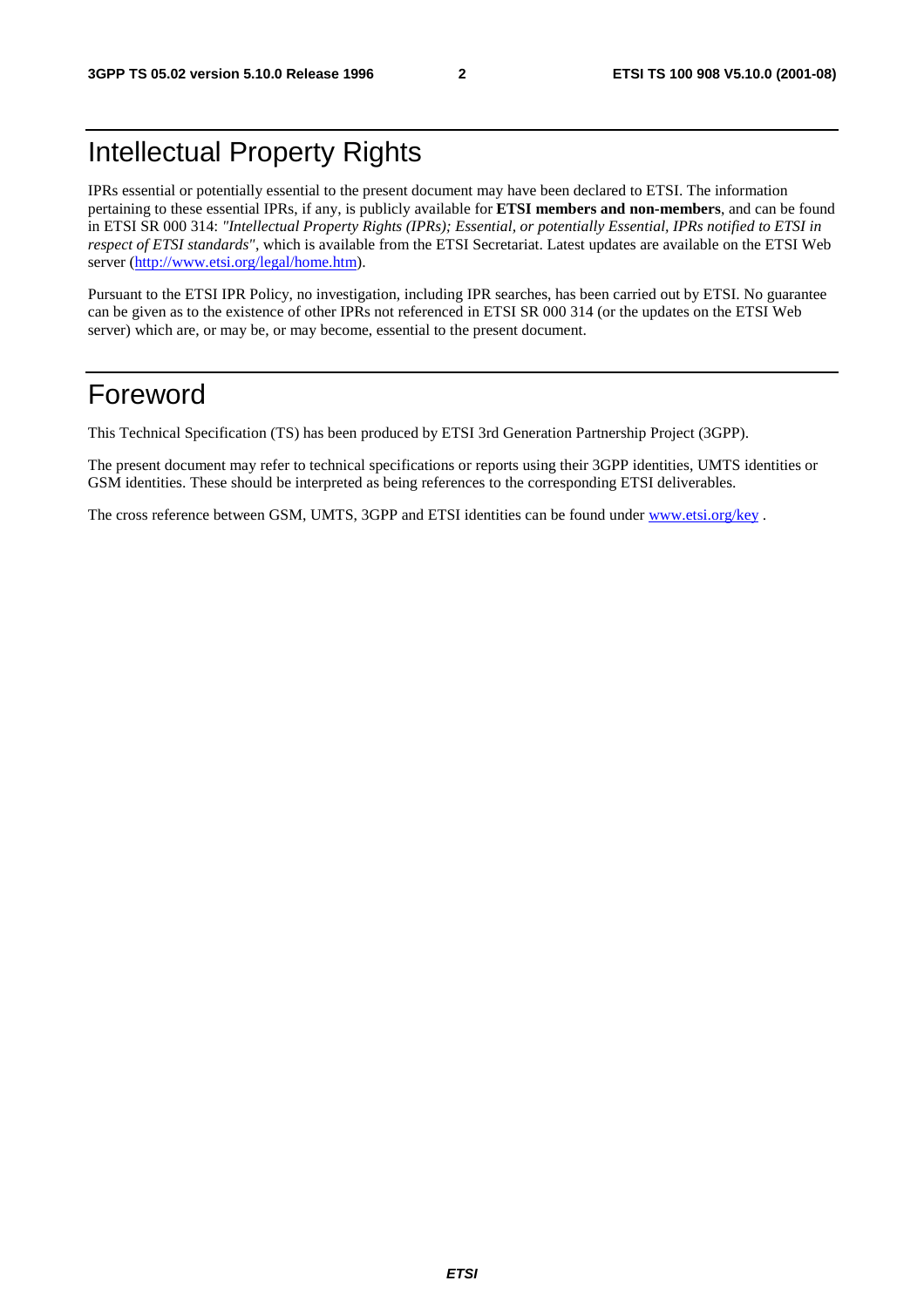# Intellectual Property Rights

IPRs essential or potentially essential to the present document may have been declared to ETSI. The information pertaining to these essential IPRs, if any, is publicly available for **ETSI members and non-members**, and can be found in ETSI SR 000 314: *"Intellectual Property Rights (IPRs); Essential, or potentially Essential, IPRs notified to ETSI in respect of ETSI standards"*, which is available from the ETSI Secretariat. Latest updates are available on the ETSI Web server (http://www.etsi.org/legal/home.htm).

Pursuant to the ETSI IPR Policy, no investigation, including IPR searches, has been carried out by ETSI. No guarantee can be given as to the existence of other IPRs not referenced in ETSI SR 000 314 (or the updates on the ETSI Web server) which are, or may be, or may become, essential to the present document.

# Foreword

This Technical Specification (TS) has been produced by ETSI 3rd Generation Partnership Project (3GPP).

The present document may refer to technical specifications or reports using their 3GPP identities, UMTS identities or GSM identities. These should be interpreted as being references to the corresponding ETSI deliverables.

The cross reference between GSM, UMTS, 3GPP and ETSI identities can be found under www.etsi.org/key .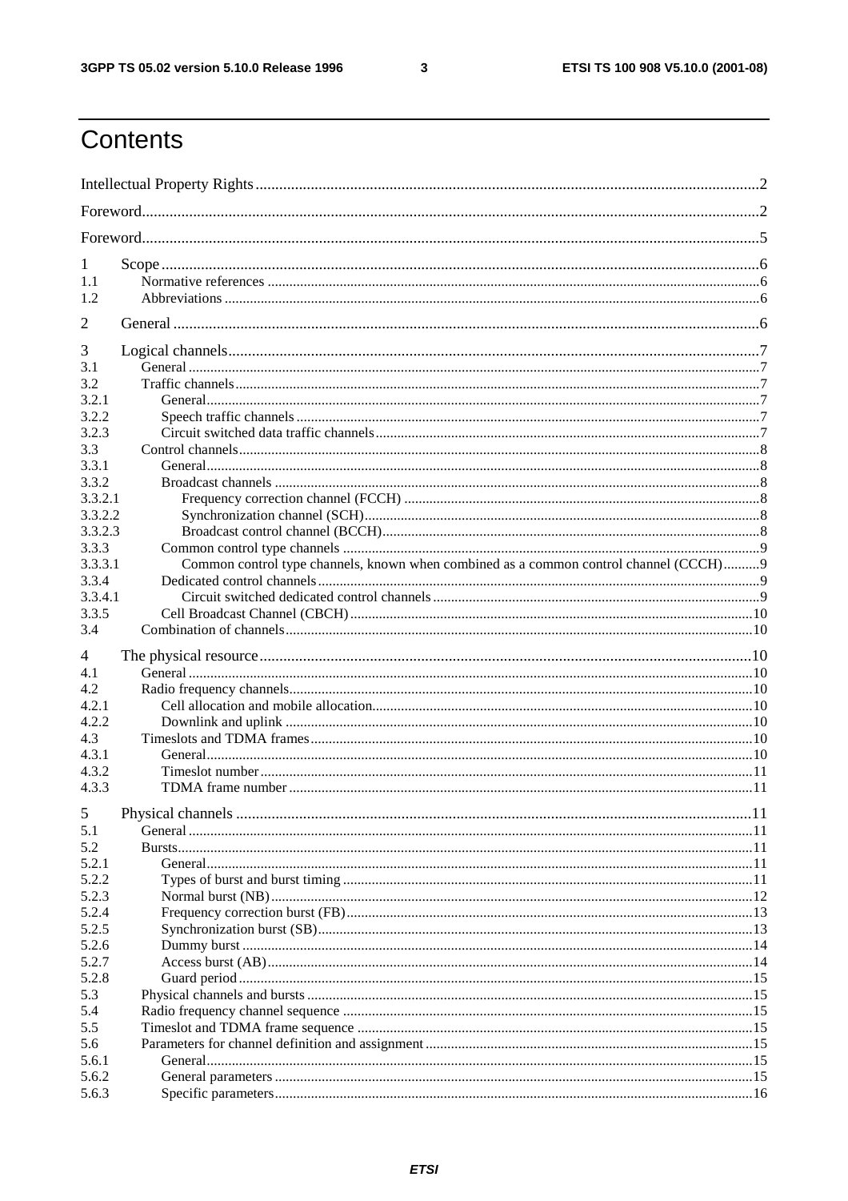# Contents

Intellectual Property Rights....2

Foreword....2

Foreword....5

1 Scope....6
- 1.1 Normative references....6
- 1.2 Abbreviations....6

2 General....6

3 Logical channels....7
- 3.1 General....7
- 3.2 Traffic channels....7
  - 3.2.1 General....7
  - 3.2.2 Speech traffic channels....7
  - 3.2.3 Circuit switched data traffic channels....7
- 3.3 Control channels....8
  - 3.3.1 General....8
  - 3.3.2 Broadcast channels....8
    - 3.3.2.1 Frequency correction channel (FCCH)....8
    - 3.3.2.2 Synchronization channel (SCH)....8
    - 3.3.2.3 Broadcast control channel (BCCH)....8
  - 3.3.3 Common control type channels....9
    - 3.3.3.1 Common control type channels, known when combined as a common control channel (CCCH)....9
  - 3.3.4 Dedicated control channels....9
    - 3.3.4.1 Circuit switched dedicated control channels....9
  - 3.3.5 Cell Broadcast Channel (CBCH)....10
- 3.4 Combination of channels....10

4 The physical resource....10
- 4.1 General....10
- 4.2 Radio frequency channels....10
  - 4.2.1 Cell allocation and mobile allocation....10
  - 4.2.2 Downlink and uplink....10
- 4.3 Timeslots and TDMA frames....10
  - 4.3.1 General....10
  - 4.3.2 Timeslot number....11
  - 4.3.3 TDMA frame number....11

5 Physical channels....11
- 5.1 General....11
- 5.2 Bursts....11
  - 5.2.1 General....11
  - 5.2.2 Types of burst and burst timing....11
  - 5.2.3 Normal burst (NB)....12
  - 5.2.4 Frequency correction burst (FB)....13
  - 5.2.5 Synchronization burst (SB)....13
  - 5.2.6 Dummy burst....14
  - 5.2.7 Access burst (AB)....14
  - 5.2.8 Guard period....15
- 5.3 Physical channels and bursts....15
- 5.4 Radio frequency channel sequence....15
- 5.5 Timeslot and TDMA frame sequence....15
- 5.6 Parameters for channel definition and assignment....15
  - 5.6.1 General....15
  - 5.6.2 General parameters....15
  - 5.6.3 Specific parameters....16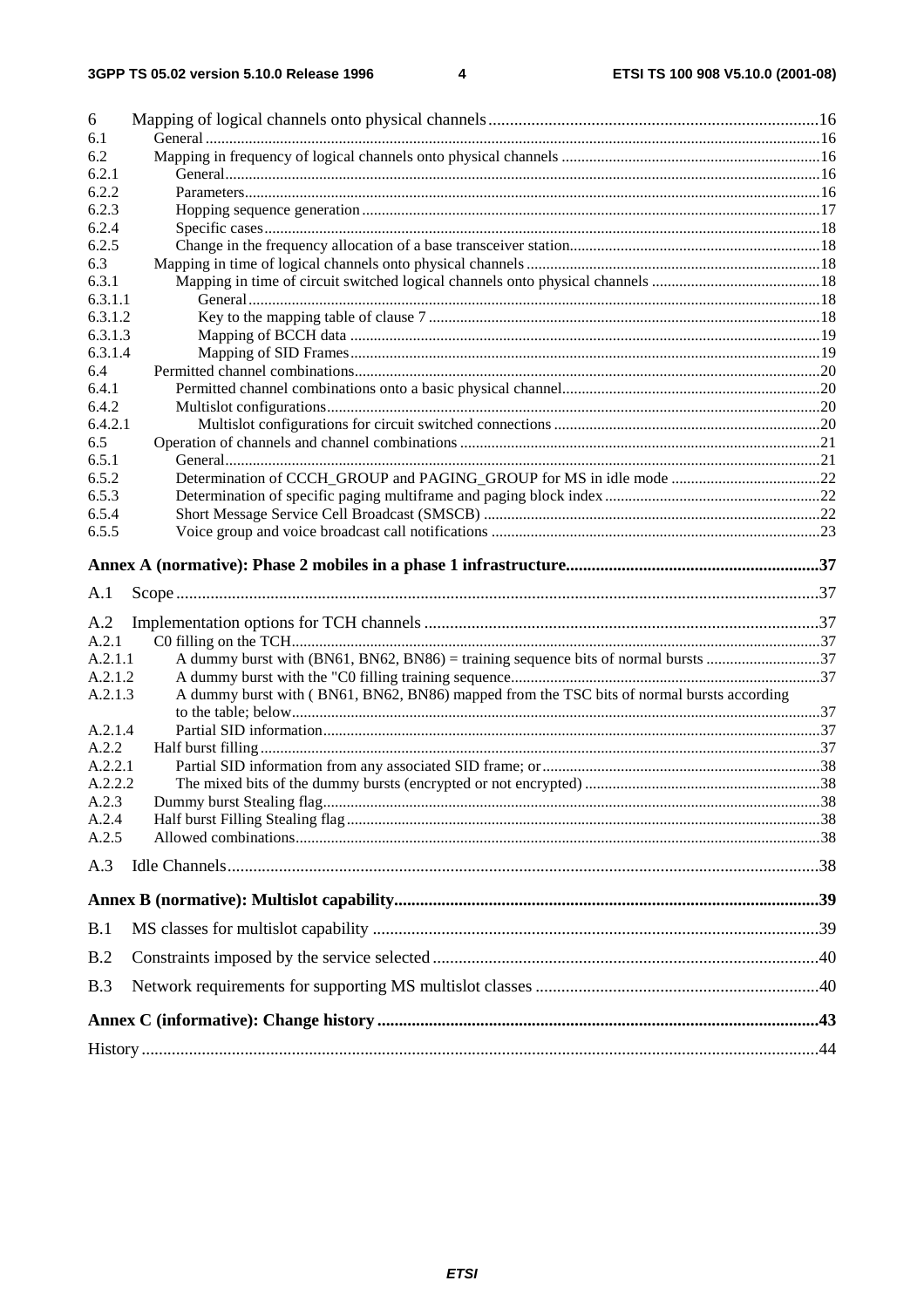6 Mapping of logical channels onto physical channels ....16
6.1 General ....16
6.2 Mapping in frequency of logical channels onto physical channels ....16
6.2.1 General ....16
6.2.2 Parameters ....16
6.2.3 Hopping sequence generation ....17
6.2.4 Specific cases ....18
6.2.5 Change in the frequency allocation of a base transceiver station ....18
6.3 Mapping in time of logical channels onto physical channels ....18
6.3.1 Mapping in time of circuit switched logical channels onto physical channels ....18
6.3.1.1 General ....18
6.3.1.2 Key to the mapping table of clause 7 ....18
6.3.1.3 Mapping of BCCH data ....19
6.3.1.4 Mapping of SID Frames ....19
6.4 Permitted channel combinations ....20
6.4.1 Permitted channel combinations onto a basic physical channel ....20
6.4.2 Multislot configurations ....20
6.4.2.1 Multislot configurations for circuit switched connections ....20
6.5 Operation of channels and channel combinations ....21
6.5.1 General ....21
6.5.2 Determination of CCCH_GROUP and PAGING_GROUP for MS in idle mode ....22
6.5.3 Determination of specific paging multiframe and paging block index ....22
6.5.4 Short Message Service Cell Broadcast (SMSCB) ....22
6.5.5 Voice group and voice broadcast call notifications ....23

**Annex A (normative): Phase 2 mobiles in a phase 1 infrastructure ....37**

A.1 Scope ....37

A.2 Implementation options for TCH channels ....37
A.2.1 C0 filling on the TCH ....37
A.2.1.1 A dummy burst with (BN61, BN62, BN86) = training sequence bits of normal bursts ....37
A.2.1.2 A dummy burst with the "C0 filling training sequence ....37
A.2.1.3 A dummy burst with ( BN61, BN62, BN86) mapped from the TSC bits of normal bursts according to the table; below ....37
A.2.1.4 Partial SID information ....37
A.2.2 Half burst filling ....37
A.2.2.1 Partial SID information from any associated SID frame; or ....38
A.2.2.2 The mixed bits of the dummy bursts (encrypted or not encrypted) ....38
A.2.3 Dummy burst Stealing flag ....38
A.2.4 Half burst Filling Stealing flag ....38
A.2.5 Allowed combinations ....38

A.3 Idle Channels ....38

**Annex B (normative): Multislot capability ....39**

B.1 MS classes for multislot capability ....39

B.2 Constraints imposed by the service selected ....40

B.3 Network requirements for supporting MS multislot classes ....40

**Annex C (informative): Change history ....43**

History ....44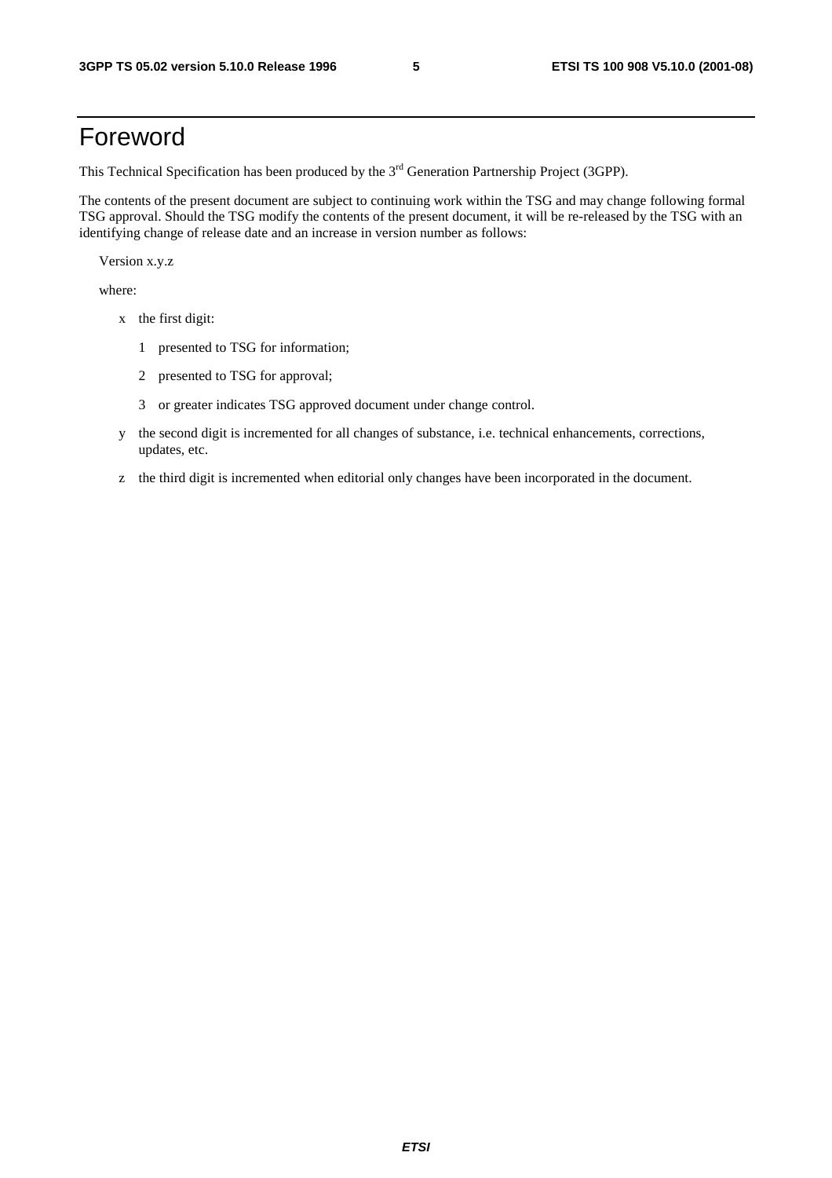# Foreword

This Technical Specification has been produced by the 3rd Generation Partnership Project (3GPP).

The contents of the present document are subject to continuing work within the TSG and may change following formal TSG approval. Should the TSG modify the contents of the present document, it will be re-released by the TSG with an identifying change of release date and an increase in version number as follows:

Version x.y.z

where:

- x the first digit:
  - 1 presented to TSG for information;
  - 2 presented to TSG for approval;
  - 3 or greater indicates TSG approved document under change control.
- y the second digit is incremented for all changes of substance, i.e. technical enhancements, corrections, updates, etc.
- z the third digit is incremented when editorial only changes have been incorporated in the document.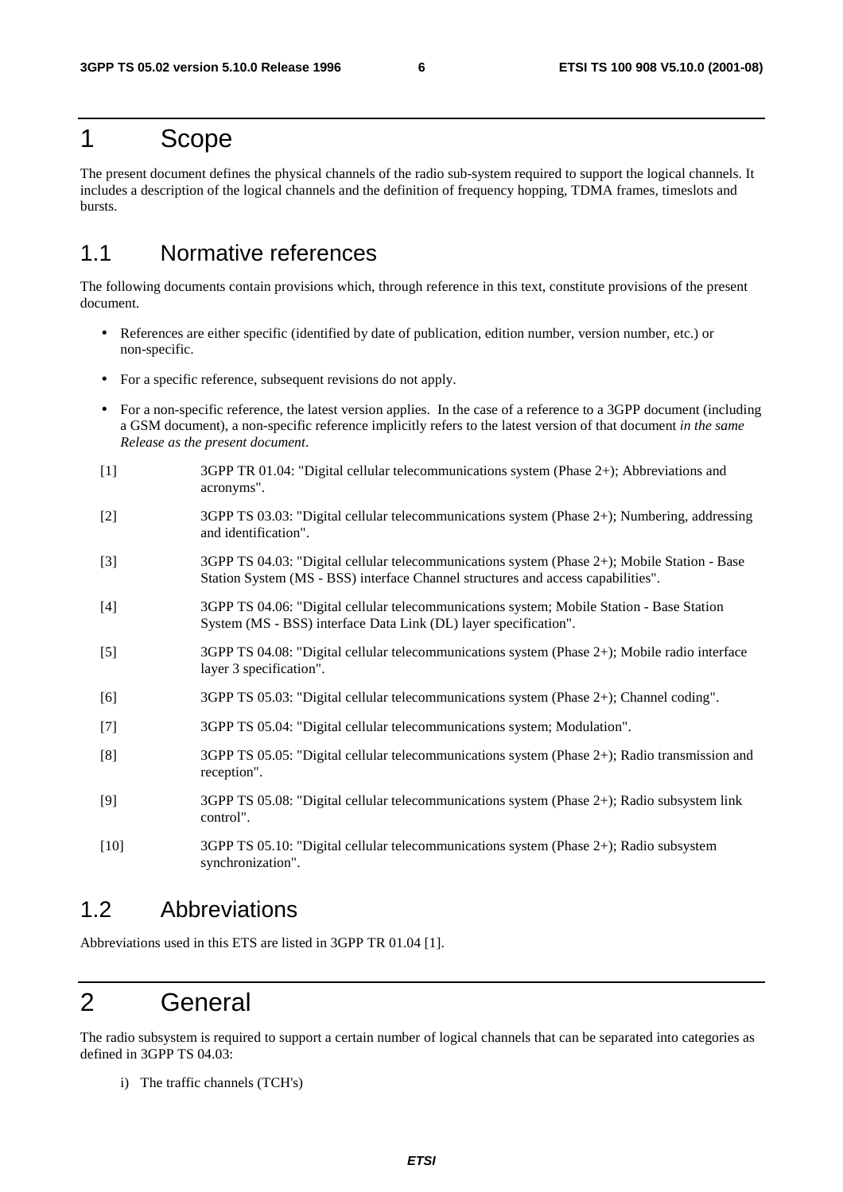# 1 Scope

The present document defines the physical channels of the radio sub-system required to support the logical channels. It includes a description of the logical channels and the definition of frequency hopping, TDMA frames, timeslots and bursts.

## 1.1 Normative references

The following documents contain provisions which, through reference in this text, constitute provisions of the present document.

- References are either specific (identified by date of publication, edition number, version number, etc.) or non-specific.
- For a specific reference, subsequent revisions do not apply.
- For a non-specific reference, the latest version applies. In the case of a reference to a 3GPP document (including a GSM document), a non-specific reference implicitly refers to the latest version of that document *in the same Release as the present document*.

[1] 3GPP TR 01.04: "Digital cellular telecommunications system (Phase 2+); Abbreviations and acronyms".

[2] 3GPP TS 03.03: "Digital cellular telecommunications system (Phase 2+); Numbering, addressing and identification".

[3] 3GPP TS 04.03: "Digital cellular telecommunications system (Phase 2+); Mobile Station - Base Station System (MS - BSS) interface Channel structures and access capabilities".

[4] 3GPP TS 04.06: "Digital cellular telecommunications system; Mobile Station - Base Station System (MS - BSS) interface Data Link (DL) layer specification".

[5] 3GPP TS 04.08: "Digital cellular telecommunications system (Phase 2+); Mobile radio interface layer 3 specification".

[6] 3GPP TS 05.03: "Digital cellular telecommunications system (Phase 2+); Channel coding".

[7] 3GPP TS 05.04: "Digital cellular telecommunications system; Modulation".

[8] 3GPP TS 05.05: "Digital cellular telecommunications system (Phase 2+); Radio transmission and reception".

[9] 3GPP TS 05.08: "Digital cellular telecommunications system (Phase 2+); Radio subsystem link control".

[10] 3GPP TS 05.10: "Digital cellular telecommunications system (Phase 2+); Radio subsystem synchronization".

## 1.2 Abbreviations

Abbreviations used in this ETS are listed in 3GPP TR 01.04 [1].

# 2 General

The radio subsystem is required to support a certain number of logical channels that can be separated into categories as defined in 3GPP TS 04.03:

i) The traffic channels (TCH's)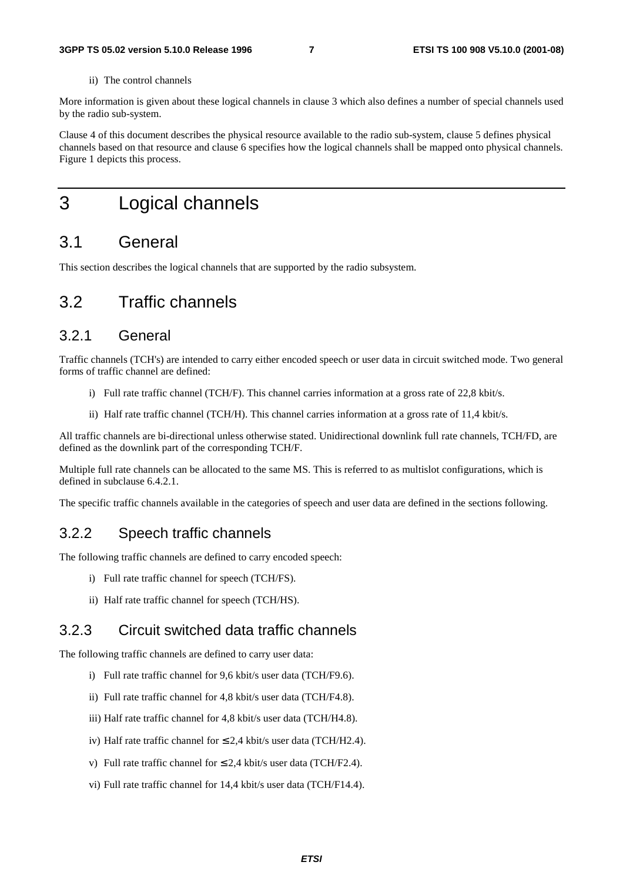ii) The control channels

More information is given about these logical channels in clause 3 which also defines a number of special channels used by the radio sub-system.

Clause 4 of this document describes the physical resource available to the radio sub-system, clause 5 defines physical channels based on that resource and clause 6 specifies how the logical channels shall be mapped onto physical channels. Figure 1 depicts this process.

# 3 Logical channels

## 3.1 General

This section describes the logical channels that are supported by the radio subsystem.

## 3.2 Traffic channels

### 3.2.1 General

Traffic channels (TCH's) are intended to carry either encoded speech or user data in circuit switched mode. Two general forms of traffic channel are defined:

i) Full rate traffic channel (TCH/F). This channel carries information at a gross rate of 22,8 kbit/s.

ii) Half rate traffic channel (TCH/H). This channel carries information at a gross rate of 11,4 kbit/s.

All traffic channels are bi-directional unless otherwise stated. Unidirectional downlink full rate channels, TCH/FD, are defined as the downlink part of the corresponding TCH/F.

Multiple full rate channels can be allocated to the same MS. This is referred to as multislot configurations, which is defined in subclause 6.4.2.1.

The specific traffic channels available in the categories of speech and user data are defined in the sections following.

### 3.2.2 Speech traffic channels

The following traffic channels are defined to carry encoded speech:

i) Full rate traffic channel for speech (TCH/FS).

ii) Half rate traffic channel for speech (TCH/HS).

### 3.2.3 Circuit switched data traffic channels

The following traffic channels are defined to carry user data:

i) Full rate traffic channel for 9,6 kbit/s user data (TCH/F9.6).

ii) Full rate traffic channel for 4,8 kbit/s user data (TCH/F4.8).

iii) Half rate traffic channel for 4,8 kbit/s user data (TCH/H4.8).

iv) Half rate traffic channel for ≤ 2,4 kbit/s user data (TCH/H2.4).

v) Full rate traffic channel for ≤ 2,4 kbit/s user data (TCH/F2.4).

vi) Full rate traffic channel for 14,4 kbit/s user data (TCH/F14.4).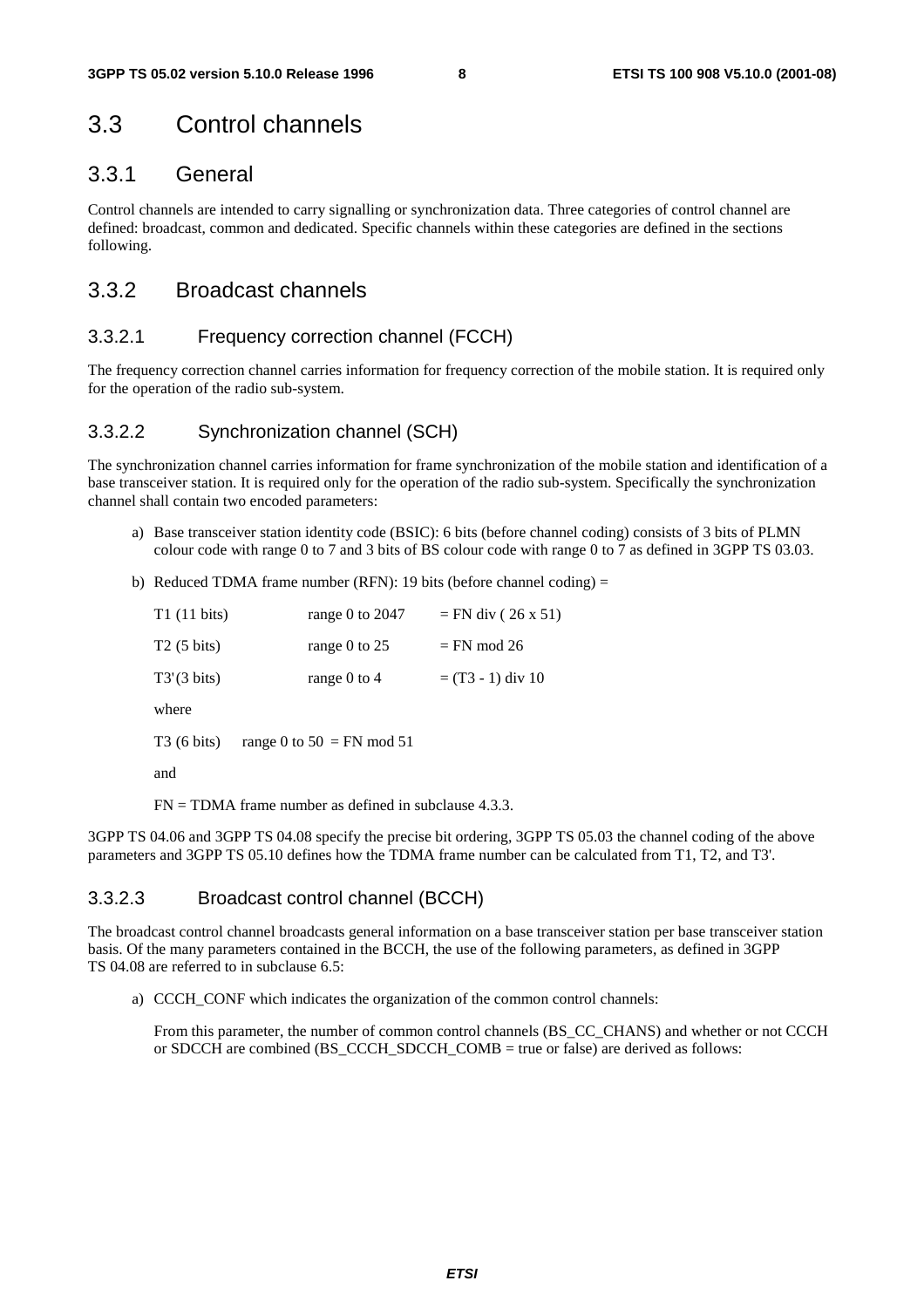# 3.3 Control channels

## 3.3.1 General

Control channels are intended to carry signalling or synchronization data. Three categories of control channel are defined: broadcast, common and dedicated. Specific channels within these categories are defined in the sections following.

## 3.3.2 Broadcast channels

### 3.3.2.1 Frequency correction channel (FCCH)

The frequency correction channel carries information for frequency correction of the mobile station. It is required only for the operation of the radio sub-system.

### 3.3.2.2 Synchronization channel (SCH)

The synchronization channel carries information for frame synchronization of the mobile station and identification of a base transceiver station. It is required only for the operation of the radio sub-system. Specifically the synchronization channel shall contain two encoded parameters:

a) Base transceiver station identity code (BSIC): 6 bits (before channel coding) consists of 3 bits of PLMN colour code with range 0 to 7 and 3 bits of BS colour code with range 0 to 7 as defined in 3GPP TS 03.03.

b) Reduced TDMA frame number (RFN): 19 bits (before channel coding) =

   T1 (11 bits) range 0 to 2047 = FN div ( 26 x 51)

   T2 (5 bits) range 0 to 25 = FN mod 26

   T3'(3 bits) range 0 to 4 = (T3 - 1) div 10

   where

   T3 (6 bits) range 0 to 50 = FN mod 51

   and

   FN = TDMA frame number as defined in subclause 4.3.3.

3GPP TS 04.06 and 3GPP TS 04.08 specify the precise bit ordering, 3GPP TS 05.03 the channel coding of the above parameters and 3GPP TS 05.10 defines how the TDMA frame number can be calculated from T1, T2, and T3'.

### 3.3.2.3 Broadcast control channel (BCCH)

The broadcast control channel broadcasts general information on a base transceiver station per base transceiver station basis. Of the many parameters contained in the BCCH, the use of the following parameters, as defined in 3GPP TS 04.08 are referred to in subclause 6.5:

a) CCCH_CONF which indicates the organization of the common control channels:

   From this parameter, the number of common control channels (BS_CC_CHANS) and whether or not CCCH or SDCCH are combined (BS_CCCH_SDCCH_COMB = true or false) are derived as follows: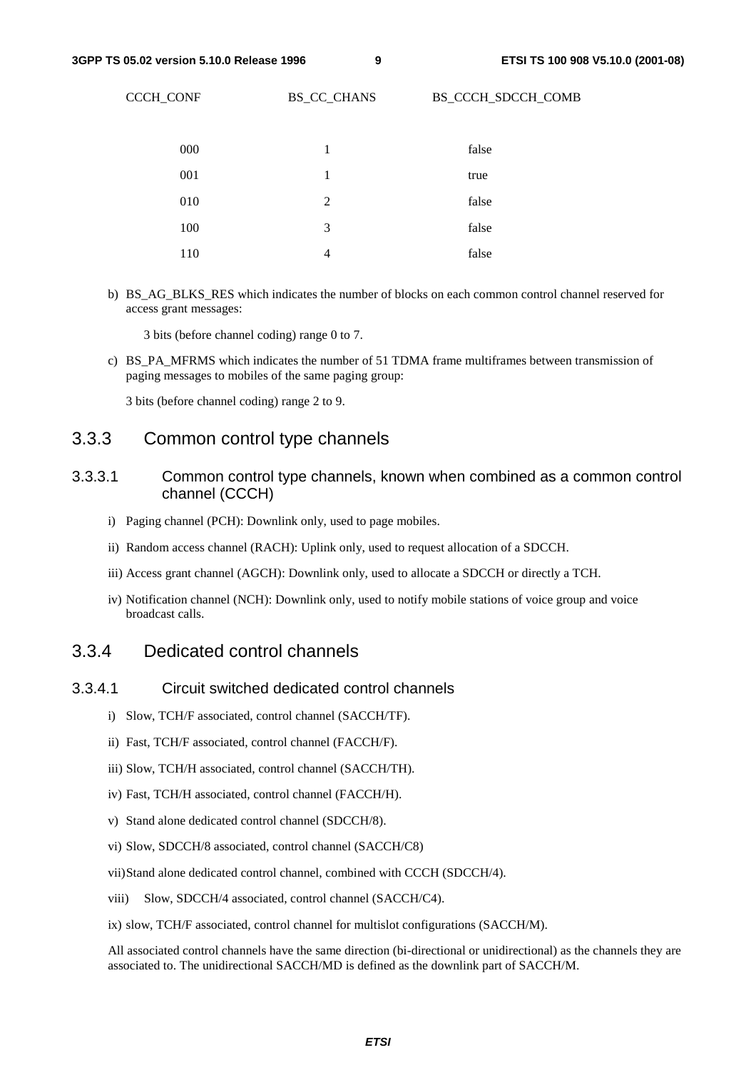| CCCH_CONF | BS_CC_CHANS | BS_CCCH_SDCCH_COMB |
|---|---|---|
| 000 | 1 | false |
| 001 | 1 | true |
| 010 | 2 | false |
| 100 | 3 | false |
| 110 | 4 | false |

b) BS_AG_BLKS_RES which indicates the number of blocks on each common control channel reserved for access grant messages:

3 bits (before channel coding) range 0 to 7.

c) BS_PA_MFRMS which indicates the number of 51 TDMA frame multiframes between transmission of paging messages to mobiles of the same paging group:

3 bits (before channel coding) range 2 to 9.

## 3.3.3 Common control type channels

### 3.3.3.1 Common control type channels, known when combined as a common control channel (CCCH)

i) Paging channel (PCH): Downlink only, used to page mobiles.

ii) Random access channel (RACH): Uplink only, used to request allocation of a SDCCH.

iii) Access grant channel (AGCH): Downlink only, used to allocate a SDCCH or directly a TCH.

iv) Notification channel (NCH): Downlink only, used to notify mobile stations of voice group and voice broadcast calls.

## 3.3.4 Dedicated control channels

### 3.3.4.1 Circuit switched dedicated control channels

i) Slow, TCH/F associated, control channel (SACCH/TF).

ii) Fast, TCH/F associated, control channel (FACCH/F).

iii) Slow, TCH/H associated, control channel (SACCH/TH).

iv) Fast, TCH/H associated, control channel (FACCH/H).

v) Stand alone dedicated control channel (SDCCH/8).

vi) Slow, SDCCH/8 associated, control channel (SACCH/C8)

vii) Stand alone dedicated control channel, combined with CCCH (SDCCH/4).

viii) Slow, SDCCH/4 associated, control channel (SACCH/C4).

ix) slow, TCH/F associated, control channel for multislot configurations (SACCH/M).

All associated control channels have the same direction (bi-directional or unidirectional) as the channels they are associated to. The unidirectional SACCH/MD is defined as the downlink part of SACCH/M.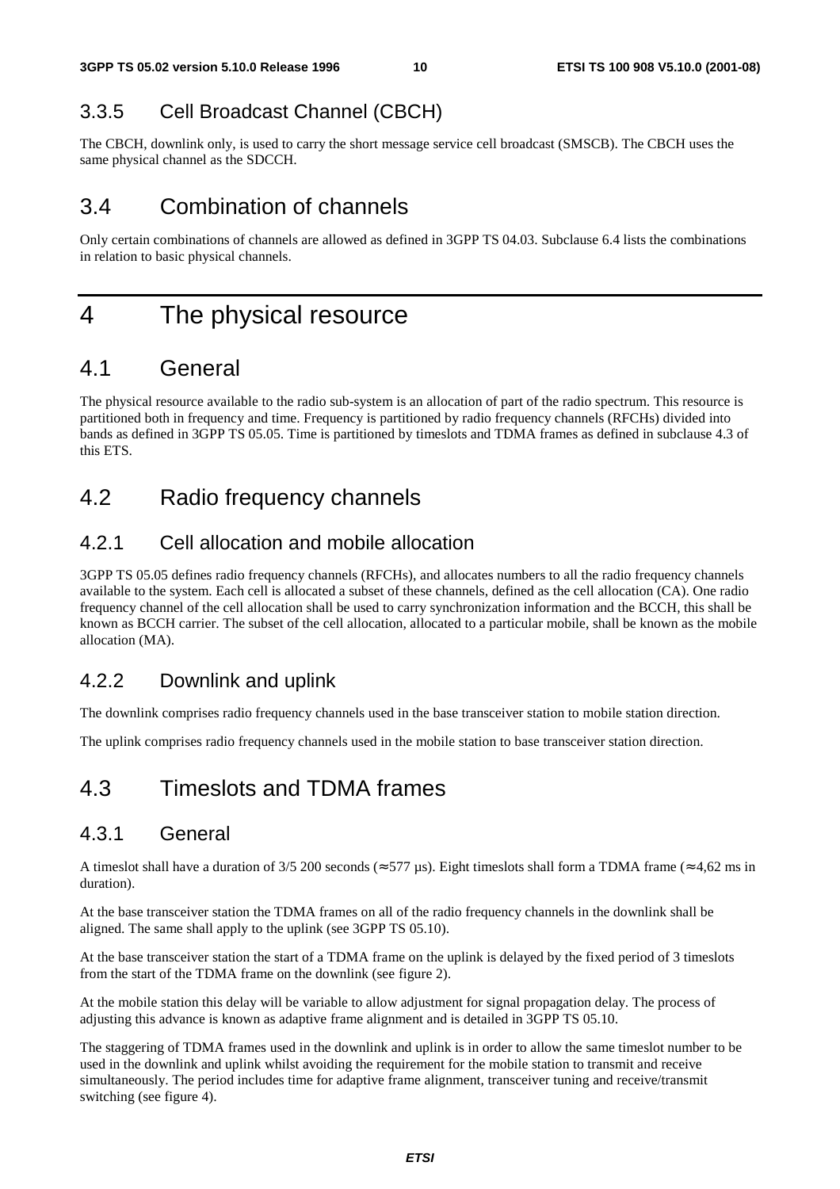### 3.3.5 Cell Broadcast Channel (CBCH)

The CBCH, downlink only, is used to carry the short message service cell broadcast (SMSCB). The CBCH uses the same physical channel as the SDCCH.

## 3.4 Combination of channels

Only certain combinations of channels are allowed as defined in 3GPP TS 04.03. Subclause 6.4 lists the combinations in relation to basic physical channels.

# 4 The physical resource

## 4.1 General

The physical resource available to the radio sub-system is an allocation of part of the radio spectrum. This resource is partitioned both in frequency and time. Frequency is partitioned by radio frequency channels (RFCHs) divided into bands as defined in 3GPP TS 05.05. Time is partitioned by timeslots and TDMA frames as defined in subclause 4.3 of this ETS.

## 4.2 Radio frequency channels

### 4.2.1 Cell allocation and mobile allocation

3GPP TS 05.05 defines radio frequency channels (RFCHs), and allocates numbers to all the radio frequency channels available to the system. Each cell is allocated a subset of these channels, defined as the cell allocation (CA). One radio frequency channel of the cell allocation shall be used to carry synchronization information and the BCCH, this shall be known as BCCH carrier. The subset of the cell allocation, allocated to a particular mobile, shall be known as the mobile allocation (MA).

### 4.2.2 Downlink and uplink

The downlink comprises radio frequency channels used in the base transceiver station to mobile station direction.

The uplink comprises radio frequency channels used in the mobile station to base transceiver station direction.

## 4.3 Timeslots and TDMA frames

### 4.3.1 General

A timeslot shall have a duration of 3/5 200 seconds (≈ 577 µs). Eight timeslots shall form a TDMA frame (≈ 4,62 ms in duration).

At the base transceiver station the TDMA frames on all of the radio frequency channels in the downlink shall be aligned. The same shall apply to the uplink (see 3GPP TS 05.10).

At the base transceiver station the start of a TDMA frame on the uplink is delayed by the fixed period of 3 timeslots from the start of the TDMA frame on the downlink (see figure 2).

At the mobile station this delay will be variable to allow adjustment for signal propagation delay. The process of adjusting this advance is known as adaptive frame alignment and is detailed in 3GPP TS 05.10.

The staggering of TDMA frames used in the downlink and uplink is in order to allow the same timeslot number to be used in the downlink and uplink whilst avoiding the requirement for the mobile station to transmit and receive simultaneously. The period includes time for adaptive frame alignment, transceiver tuning and receive/transmit switching (see figure 4).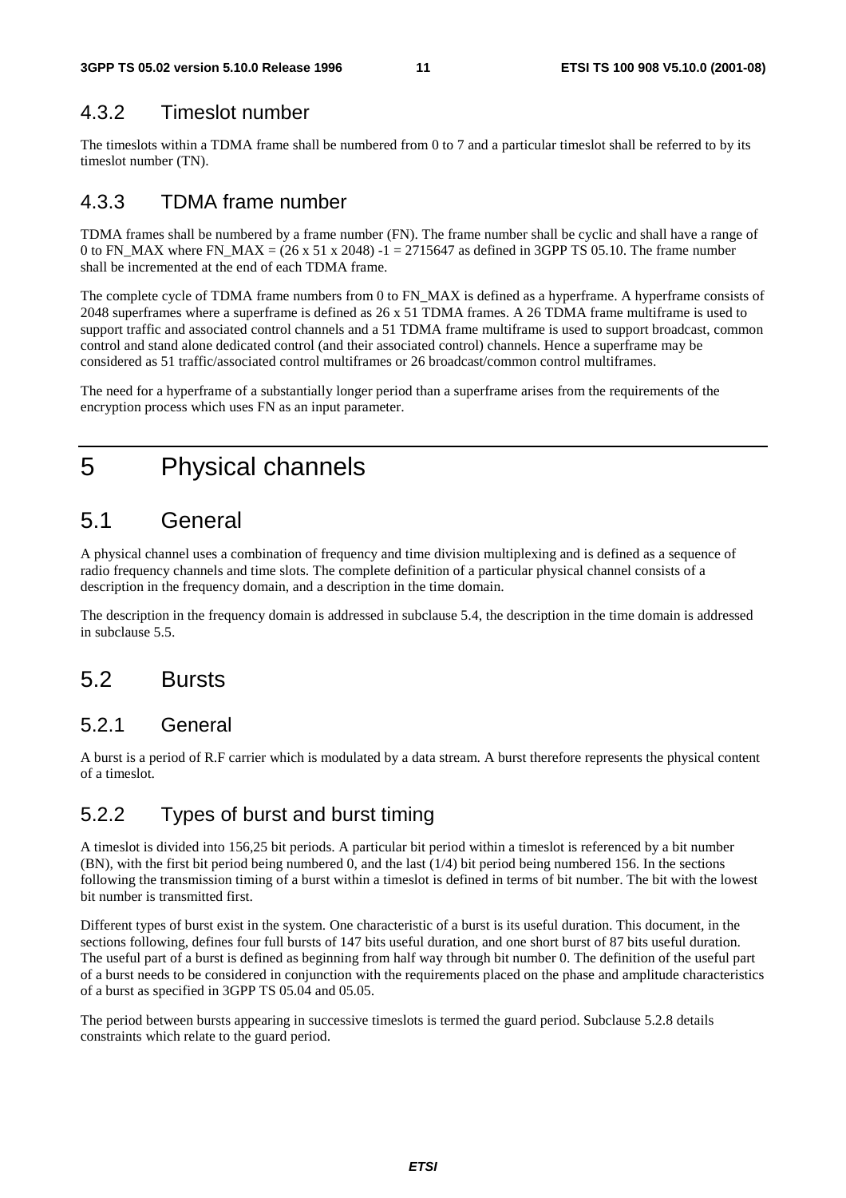### 4.3.2 Timeslot number

The timeslots within a TDMA frame shall be numbered from 0 to 7 and a particular timeslot shall be referred to by its timeslot number (TN).

### 4.3.3 TDMA frame number

TDMA frames shall be numbered by a frame number (FN). The frame number shall be cyclic and shall have a range of 0 to FN_MAX where FN_MAX = (26 x 51 x 2048) -1 = 2715647 as defined in 3GPP TS 05.10. The frame number shall be incremented at the end of each TDMA frame.

The complete cycle of TDMA frame numbers from 0 to FN_MAX is defined as a hyperframe. A hyperframe consists of 2048 superframes where a superframe is defined as 26 x 51 TDMA frames. A 26 TDMA frame multiframe is used to support traffic and associated control channels and a 51 TDMA frame multiframe is used to support broadcast, common control and stand alone dedicated control (and their associated control) channels. Hence a superframe may be considered as 51 traffic/associated control multiframes or 26 broadcast/common control multiframes.

The need for a hyperframe of a substantially longer period than a superframe arises from the requirements of the encryption process which uses FN as an input parameter.

# 5 Physical channels

## 5.1 General

A physical channel uses a combination of frequency and time division multiplexing and is defined as a sequence of radio frequency channels and time slots. The complete definition of a particular physical channel consists of a description in the frequency domain, and a description in the time domain.

The description in the frequency domain is addressed in subclause 5.4, the description in the time domain is addressed in subclause 5.5.

## 5.2 Bursts

### 5.2.1 General

A burst is a period of R.F carrier which is modulated by a data stream. A burst therefore represents the physical content of a timeslot.

### 5.2.2 Types of burst and burst timing

A timeslot is divided into 156,25 bit periods. A particular bit period within a timeslot is referenced by a bit number (BN), with the first bit period being numbered 0, and the last (1/4) bit period being numbered 156. In the sections following the transmission timing of a burst within a timeslot is defined in terms of bit number. The bit with the lowest bit number is transmitted first.

Different types of burst exist in the system. One characteristic of a burst is its useful duration. This document, in the sections following, defines four full bursts of 147 bits useful duration, and one short burst of 87 bits useful duration. The useful part of a burst is defined as beginning from half way through bit number 0. The definition of the useful part of a burst needs to be considered in conjunction with the requirements placed on the phase and amplitude characteristics of a burst as specified in 3GPP TS 05.04 and 05.05.

The period between bursts appearing in successive timeslots is termed the guard period. Subclause 5.2.8 details constraints which relate to the guard period.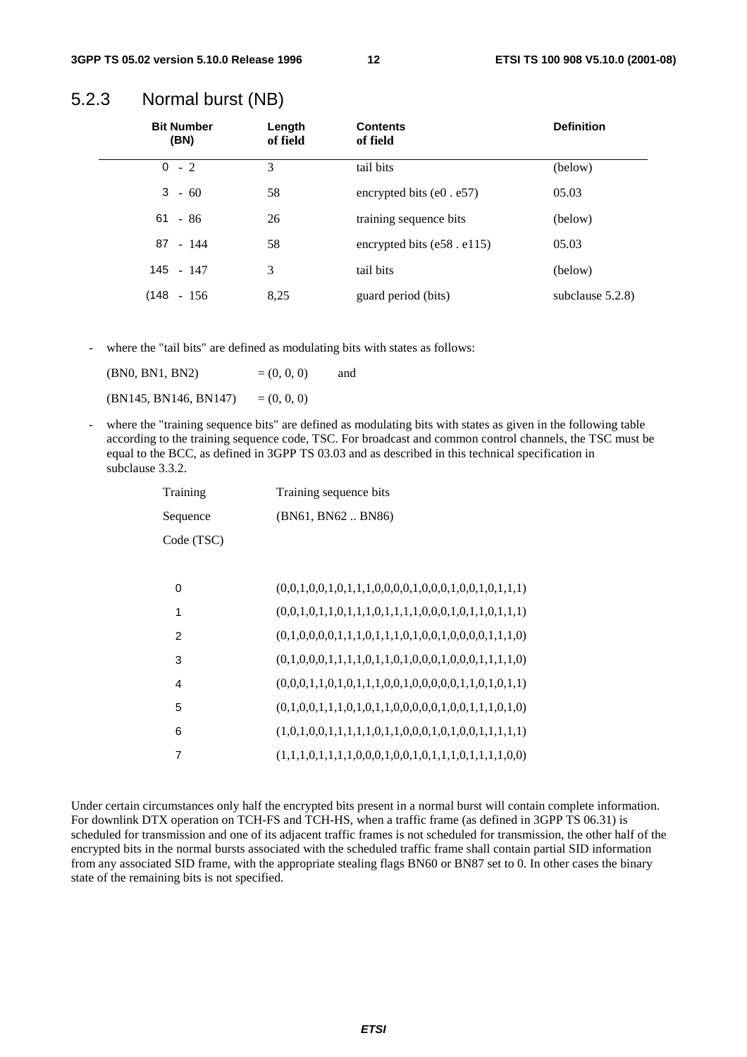### 5.2.3 Normal burst (NB)

| Bit Number (BN) | Length of field | Contents of field | Definition |
|---|---|---|---|
| 0 - 2 | 3 | tail bits | (below) |
| 3 - 60 | 58 | encrypted bits (e0 . e57) | 05.03 |
| 61 - 86 | 26 | training sequence bits | (below) |
| 87 - 144 | 58 | encrypted bits (e58 . e115) | 05.03 |
| 145 - 147 | 3 | tail bits | (below) |
| (148 - 156 | 8,25 | guard period (bits) | subclause 5.2.8) |

- where the "tail bits" are defined as modulating bits with states as follows:

  (BN0, BN1, BN2) = (0, 0, 0) and

  (BN145, BN146, BN147) = (0, 0, 0)

- where the "training sequence bits" are defined as modulating bits with states as given in the following table according to the training sequence code, TSC. For broadcast and common control channels, the TSC must be equal to the BCC, as defined in 3GPP TS 03.03 and as described in this technical specification in subclause 3.3.2.

| Training Sequence Code (TSC) | Training sequence bits (BN61, BN62 .. BN86) |
|---|---|
| 0 | (0,0,1,0,0,1,0,1,1,1,0,0,0,0,1,0,0,0,1,0,0,1,0,1,1,1) |
| 1 | (0,0,1,0,1,1,0,1,1,1,0,1,1,1,1,0,0,0,1,0,1,1,0,1,1,1) |
| 2 | (0,1,0,0,0,0,1,1,1,0,1,1,1,0,1,0,0,1,0,0,0,0,1,1,1,0) |
| 3 | (0,1,0,0,0,1,1,1,1,0,1,1,0,1,0,0,0,1,0,0,0,1,1,1,1,0) |
| 4 | (0,0,0,1,1,0,1,0,1,1,1,0,0,1,0,0,0,0,0,1,1,0,1,0,1,1) |
| 5 | (0,1,0,0,1,1,1,0,1,0,1,1,0,0,0,0,0,1,0,0,1,1,1,0,1,0) |
| 6 | (1,0,1,0,0,1,1,1,1,1,0,1,1,0,0,0,1,0,1,0,0,1,1,1,1,1) |
| 7 | (1,1,1,0,1,1,1,1,0,0,0,1,0,0,1,0,1,1,1,0,1,1,1,1,0,0) |

Under certain circumstances only half the encrypted bits present in a normal burst will contain complete information. For downlink DTX operation on TCH-FS and TCH-HS, when a traffic frame (as defined in 3GPP TS 06.31) is scheduled for transmission and one of its adjacent traffic frames is not scheduled for transmission, the other half of the encrypted bits in the normal bursts associated with the scheduled traffic frame shall contain partial SID information from any associated SID frame, with the appropriate stealing flags BN60 or BN87 set to 0. In other cases the binary state of the remaining bits is not specified.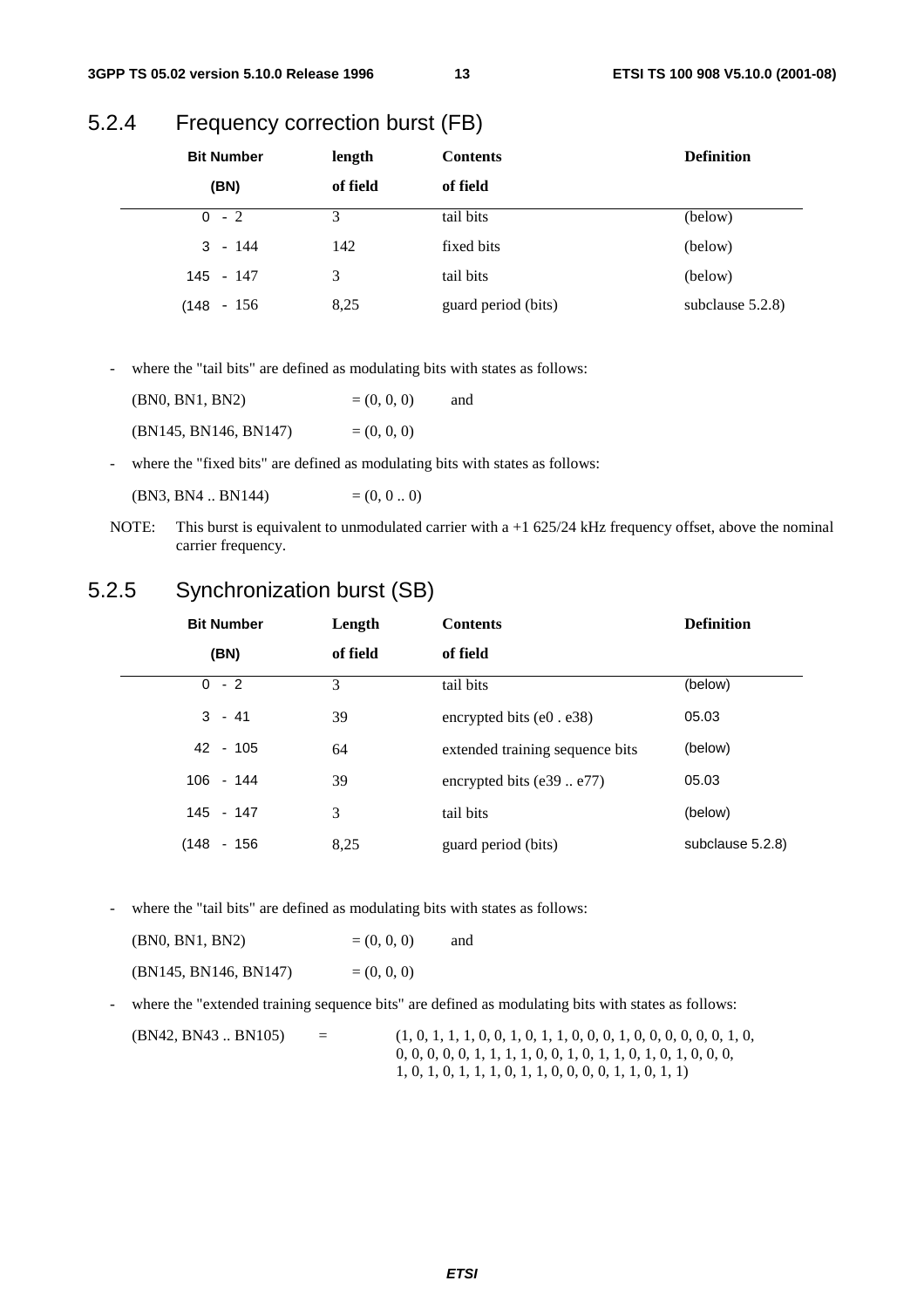### 5.2.4 Frequency correction burst (FB)

| Bit Number (BN) | length of field | Contents of field | Definition |
|---|---|---|---|
| 0 - 2 | 3 | tail bits | (below) |
| 3 - 144 | 142 | fixed bits | (below) |
| 145 - 147 | 3 | tail bits | (below) |
| (148 - 156 | 8,25 | guard period (bits) | subclause 5.2.8) |

- where the "tail bits" are defined as modulating bits with states as follows:

  (BN0, BN1, BN2) = (0, 0, 0) and

  (BN145, BN146, BN147) = (0, 0, 0)

- where the "fixed bits" are defined as modulating bits with states as follows:

  (BN3, BN4 .. BN144) = (0, 0 .. 0)

NOTE: This burst is equivalent to unmodulated carrier with a +1 625/24 kHz frequency offset, above the nominal carrier frequency.

### 5.2.5 Synchronization burst (SB)

| Bit Number (BN) | Length of field | Contents of field | Definition |
|---|---|---|---|
| 0 - 2 | 3 | tail bits | (below) |
| 3 - 41 | 39 | encrypted bits (e0 . e38) | 05.03 |
| 42 - 105 | 64 | extended training sequence bits | (below) |
| 106 - 144 | 39 | encrypted bits (e39 .. e77) | 05.03 |
| 145 - 147 | 3 | tail bits | (below) |
| (148 - 156 | 8,25 | guard period (bits) | subclause 5.2.8) |

- where the "tail bits" are defined as modulating bits with states as follows:

  (BN0, BN1, BN2) = (0, 0, 0) and

  (BN145, BN146, BN147) = (0, 0, 0)

- where the "extended training sequence bits" are defined as modulating bits with states as follows:

  (BN42, BN43 .. BN105) = (1, 0, 1, 1, 1, 0, 0, 1, 0, 1, 1, 0, 0, 0, 1, 0, 0, 0, 0, 0, 0, 1, 0,
  0, 0, 0, 0, 0, 1, 1, 1, 1, 0, 0, 1, 0, 1, 1, 0, 1, 0, 1, 0, 0, 0,
  1, 0, 1, 0, 1, 1, 1, 0, 1, 1, 0, 0, 0, 0, 1, 1, 0, 1, 1)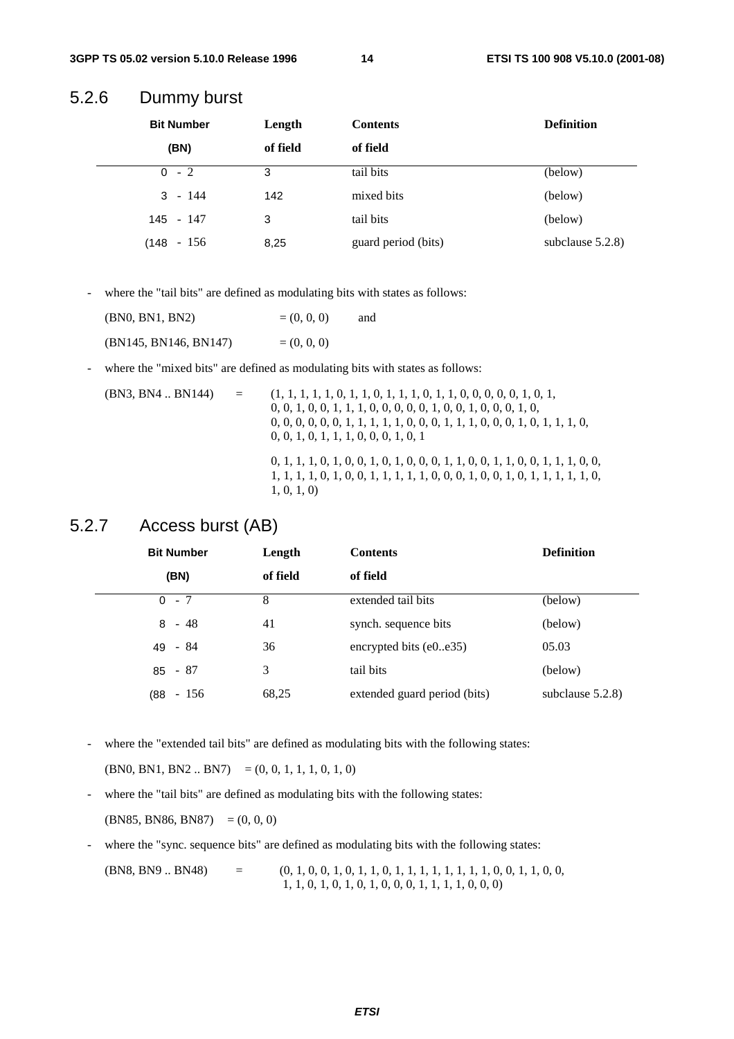### 5.2.6 Dummy burst

| Bit Number (BN) | Length of field | Contents of field | Definition |
|---|---|---|---|
| 0 - 2 | 3 | tail bits | (below) |
| 3 - 144 | 142 | mixed bits | (below) |
| 145 - 147 | 3 | tail bits | (below) |
| (148 - 156 | 8,25 | guard period (bits) | subclause 5.2.8) |

- where the "tail bits" are defined as modulating bits with states as follows:

  (BN0, BN1, BN2) = (0, 0, 0) and

  (BN145, BN146, BN147) = (0, 0, 0)

- where the "mixed bits" are defined as modulating bits with states as follows:

  (BN3, BN4 .. BN144) = (1, 1, 1, 1, 1, 0, 1, 1, 0, 1, 1, 1, 0, 1, 1, 0, 0, 0, 0, 0, 1, 0, 1,
  0, 0, 1, 0, 0, 1, 1, 1, 0, 0, 0, 0, 0, 1, 0, 0, 1, 0, 0, 0, 1, 0,
  0, 0, 0, 0, 0, 0, 1, 1, 1, 1, 1, 0, 0, 0, 1, 1, 1, 0, 0, 0, 1, 0, 1, 1, 1, 0,
  0, 0, 1, 0, 1, 1, 1, 0, 0, 0, 1, 0, 1

  0, 1, 1, 1, 0, 1, 0, 0, 1, 0, 1, 0, 0, 0, 1, 1, 0, 0, 1, 1, 0, 0, 1, 1, 1, 0, 0,
  1, 1, 1, 1, 0, 1, 0, 0, 1, 1, 1, 1, 1, 0, 0, 0, 1, 0, 0, 1, 0, 1, 1, 1, 1, 1, 0,
  1, 0, 1, 0)

### 5.2.7 Access burst (AB)

| Bit Number (BN) | Length of field | Contents of field | Definition |
|---|---|---|---|
| 0 - 7 | 8 | extended tail bits | (below) |
| 8 - 48 | 41 | synch. sequence bits | (below) |
| 49 - 84 | 36 | encrypted bits (e0..e35) | 05.03 |
| 85 - 87 | 3 | tail bits | (below) |
| (88 - 156 | 68,25 | extended guard period (bits) | subclause 5.2.8) |

- where the "extended tail bits" are defined as modulating bits with the following states:

  (BN0, BN1, BN2 .. BN7) = (0, 0, 1, 1, 1, 0, 1, 0)

- where the "tail bits" are defined as modulating bits with the following states:

  (BN85, BN86, BN87) = (0, 0, 0)

- where the "sync. sequence bits" are defined as modulating bits with the following states:

  (BN8, BN9 .. BN48) = (0, 1, 0, 0, 1, 0, 1, 1, 0, 1, 1, 1, 1, 1, 1, 1, 1, 0, 0, 1, 1, 0, 0,
  1, 1, 0, 1, 0, 1, 0, 1, 0, 0, 0, 1, 1, 1, 1, 0, 0, 0)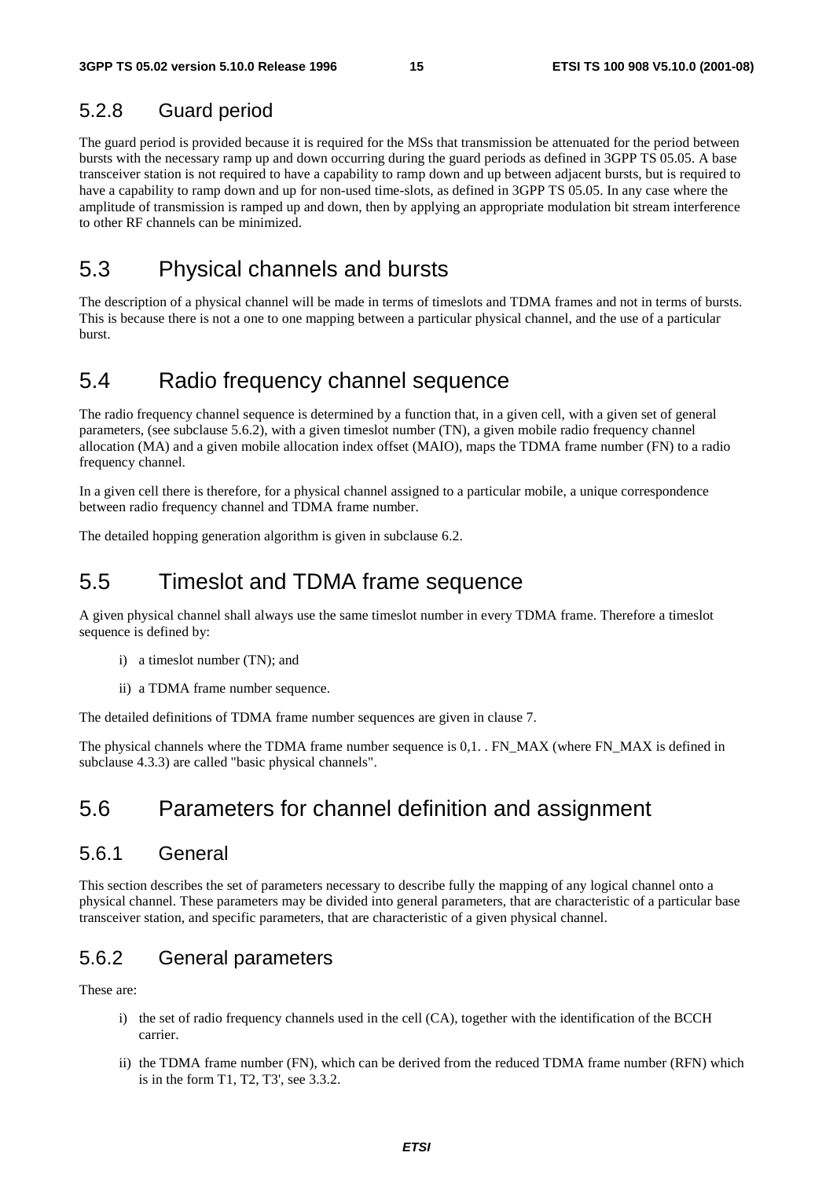### 5.2.8 Guard period

The guard period is provided because it is required for the MSs that transmission be attenuated for the period between bursts with the necessary ramp up and down occurring during the guard periods as defined in 3GPP TS 05.05. A base transceiver station is not required to have a capability to ramp down and up between adjacent bursts, but is required to have a capability to ramp down and up for non-used time-slots, as defined in 3GPP TS 05.05. In any case where the amplitude of transmission is ramped up and down, then by applying an appropriate modulation bit stream interference to other RF channels can be minimized.

## 5.3 Physical channels and bursts

The description of a physical channel will be made in terms of timeslots and TDMA frames and not in terms of bursts. This is because there is not a one to one mapping between a particular physical channel, and the use of a particular burst.

## 5.4 Radio frequency channel sequence

The radio frequency channel sequence is determined by a function that, in a given cell, with a given set of general parameters, (see subclause 5.6.2), with a given timeslot number (TN), a given mobile radio frequency channel allocation (MA) and a given mobile allocation index offset (MAIO), maps the TDMA frame number (FN) to a radio frequency channel.

In a given cell there is therefore, for a physical channel assigned to a particular mobile, a unique correspondence between radio frequency channel and TDMA frame number.

The detailed hopping generation algorithm is given in subclause 6.2.

## 5.5 Timeslot and TDMA frame sequence

A given physical channel shall always use the same timeslot number in every TDMA frame. Therefore a timeslot sequence is defined by:

i) a timeslot number (TN); and

ii) a TDMA frame number sequence.

The detailed definitions of TDMA frame number sequences are given in clause 7.

The physical channels where the TDMA frame number sequence is 0,1. . FN_MAX (where FN_MAX is defined in subclause 4.3.3) are called "basic physical channels".

## 5.6 Parameters for channel definition and assignment

### 5.6.1 General

This section describes the set of parameters necessary to describe fully the mapping of any logical channel onto a physical channel. These parameters may be divided into general parameters, that are characteristic of a particular base transceiver station, and specific parameters, that are characteristic of a given physical channel.

### 5.6.2 General parameters

These are:

i) the set of radio frequency channels used in the cell (CA), together with the identification of the BCCH carrier.

ii) the TDMA frame number (FN), which can be derived from the reduced TDMA frame number (RFN) which is in the form T1, T2, T3', see 3.3.2.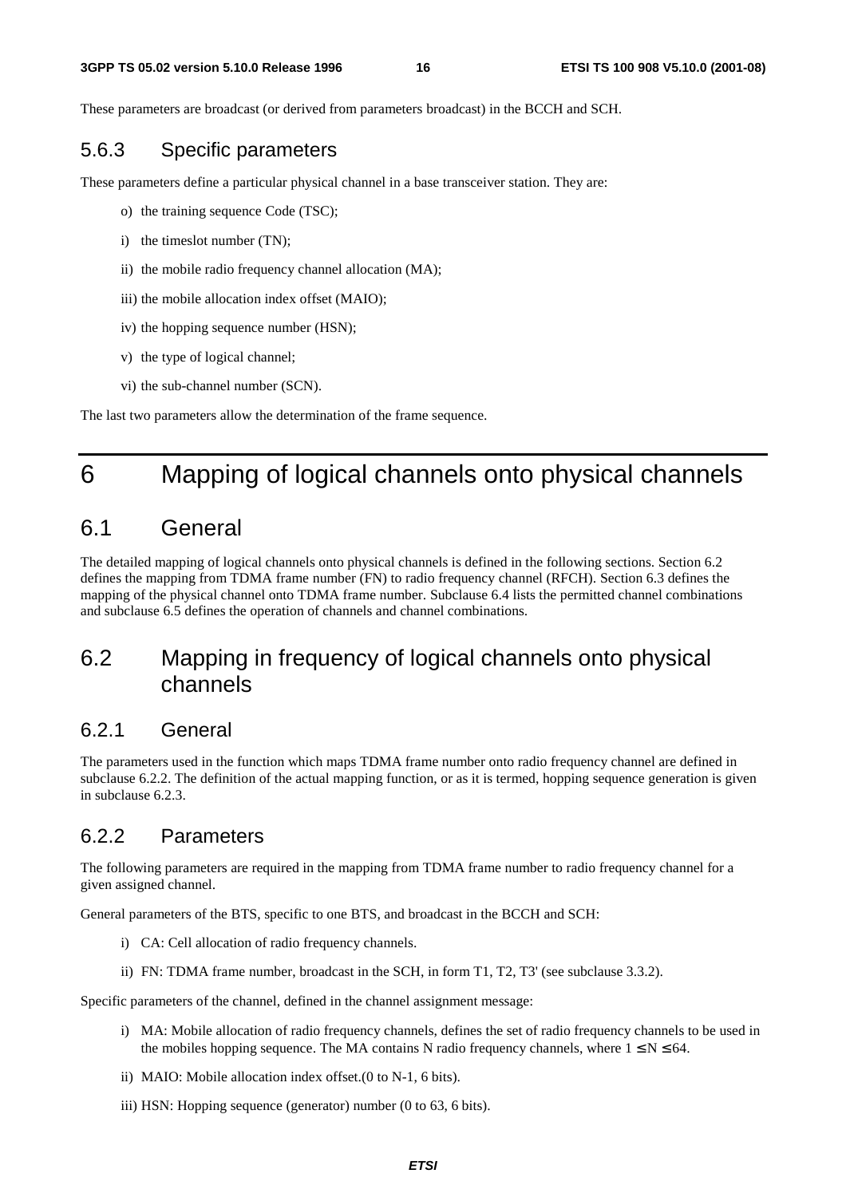These parameters are broadcast (or derived from parameters broadcast) in the BCCH and SCH.

### 5.6.3 Specific parameters

These parameters define a particular physical channel in a base transceiver station. They are:

- o) the training sequence Code (TSC);
- i) the timeslot number (TN);
- ii) the mobile radio frequency channel allocation (MA);
- iii) the mobile allocation index offset (MAIO);
- iv) the hopping sequence number (HSN);
- v) the type of logical channel;
- vi) the sub-channel number (SCN).

The last two parameters allow the determination of the frame sequence.

# 6 Mapping of logical channels onto physical channels

## 6.1 General

The detailed mapping of logical channels onto physical channels is defined in the following sections. Section 6.2 defines the mapping from TDMA frame number (FN) to radio frequency channel (RFCH). Section 6.3 defines the mapping of the physical channel onto TDMA frame number. Subclause 6.4 lists the permitted channel combinations and subclause 6.5 defines the operation of channels and channel combinations.

## 6.2 Mapping in frequency of logical channels onto physical channels

### 6.2.1 General

The parameters used in the function which maps TDMA frame number onto radio frequency channel are defined in subclause 6.2.2. The definition of the actual mapping function, or as it is termed, hopping sequence generation is given in subclause 6.2.3.

### 6.2.2 Parameters

The following parameters are required in the mapping from TDMA frame number to radio frequency channel for a given assigned channel.

General parameters of the BTS, specific to one BTS, and broadcast in the BCCH and SCH:

- i) CA: Cell allocation of radio frequency channels.
- ii) FN: TDMA frame number, broadcast in the SCH, in form T1, T2, T3' (see subclause 3.3.2).

Specific parameters of the channel, defined in the channel assignment message:

- i) MA: Mobile allocation of radio frequency channels, defines the set of radio frequency channels to be used in the mobiles hopping sequence. The MA contains N radio frequency channels, where $1 \leq N \leq 64$.
- ii) MAIO: Mobile allocation index offset.(0 to N-1, 6 bits).
- iii) HSN: Hopping sequence (generator) number (0 to 63, 6 bits).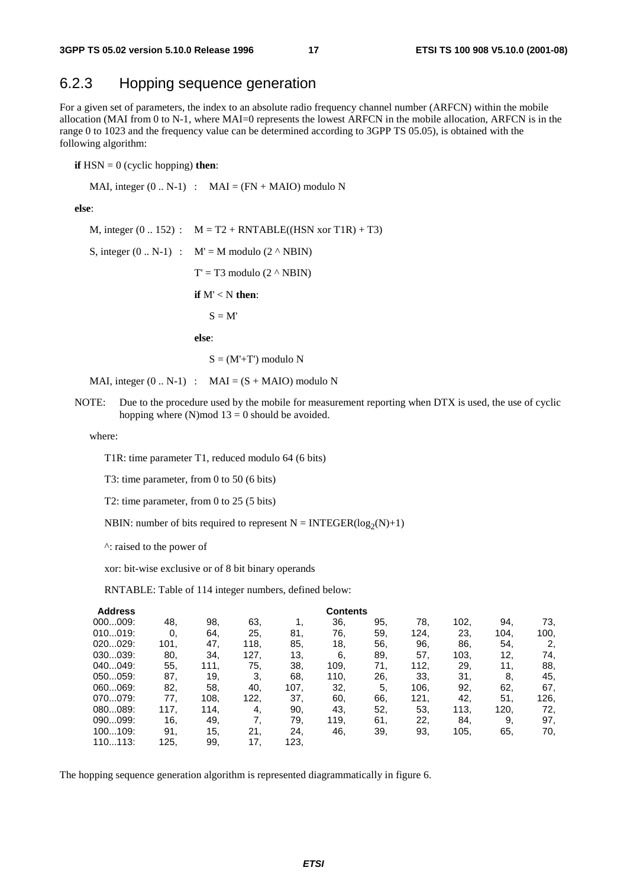## 6.2.3 Hopping sequence generation

For a given set of parameters, the index to an absolute radio frequency channel number (ARFCN) within the mobile allocation (MAI from 0 to N-1, where MAI=0 represents the lowest ARFCN in the mobile allocation, ARFCN is in the range 0 to 1023 and the frequency value can be determined according to 3GPP TS 05.05), is obtained with the following algorithm:

**if** HSN = 0 (cyclic hopping) **then**:

MAI, integer (0 .. N-1) : MAI = (FN + MAIO) modulo N

**else**:

M, integer (0 .. 152) : M = T2 + RNTABLE((HSN xor T1R) + T3)

S, integer (0 .. N-1) : M' = M modulo (2 ^ NBIN)

T' = T3 modulo (2 ^ NBIN)

**if** M' < N **then**:

S = M'

**else**:

S = (M'+T') modulo N

MAI, integer (0 .. N-1) : MAI = (S + MAIO) modulo N

NOTE: Due to the procedure used by the mobile for measurement reporting when DTX is used, the use of cyclic hopping where (N)mod 13 = 0 should be avoided.

where:

T1R: time parameter T1, reduced modulo 64 (6 bits)

T3: time parameter, from 0 to 50 (6 bits)

T2: time parameter, from 0 to 25 (5 bits)

NBIN: number of bits required to represent N = INTEGER($\log_2$(N)+1)

^: raised to the power of

xor: bit-wise exclusive or of 8 bit binary operands

RNTABLE: Table of 114 integer numbers, defined below:

| Address | Contents | | | | | | | | | |
|---|---|---|---|---|---|---|---|---|---|---|
| 000...009: | 48, | 98, | 63, | 1, | 36, | 95, | 78, | 102, | 94, | 73, |
| 010...019: | 0, | 64, | 25, | 81, | 76, | 59, | 124, | 23, | 104, | 100, |
| 020...029: | 101, | 47, | 118, | 85, | 18, | 56, | 96, | 86, | 54, | 2, |
| 030...039: | 80, | 34, | 127, | 13, | 6, | 89, | 57, | 103, | 12, | 74, |
| 040...049: | 55, | 111, | 75, | 38, | 109, | 71, | 112, | 29, | 11, | 88, |
| 050...059: | 87, | 19, | 3, | 68, | 110, | 26, | 33, | 31, | 8, | 45, |
| 060...069: | 82, | 58, | 40, | 107, | 32, | 5, | 106, | 92, | 62, | 67, |
| 070...079: | 77, | 108, | 122, | 37, | 60, | 66, | 121, | 42, | 51, | 126, |
| 080...089: | 117, | 114, | 4, | 90, | 43, | 52, | 53, | 113, | 120, | 72, |
| 090...099: | 16, | 49, | 7, | 79, | 119, | 61, | 22, | 84, | 9, | 97, |
| 100...109: | 91, | 15, | 21, | 24, | 46, | 39, | 93, | 105, | 65, | 70, |
| 110...113: | 125, | 99, | 17, | 123, | | | | | | |

The hopping sequence generation algorithm is represented diagrammatically in figure 6.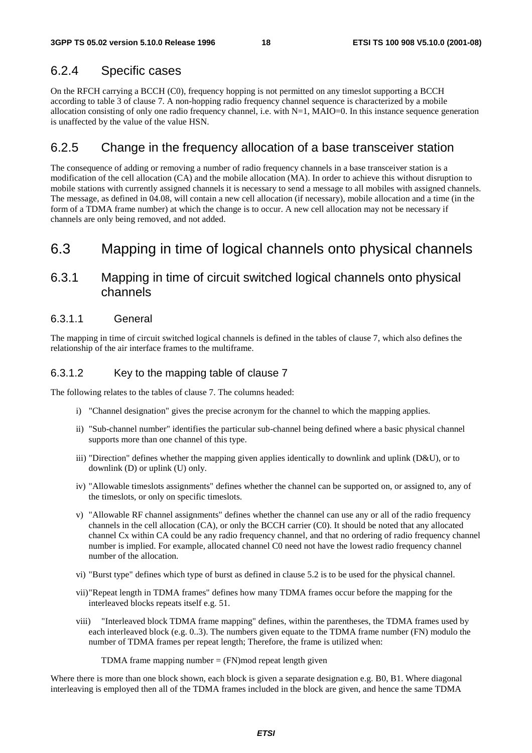### 6.2.4 Specific cases

On the RFCH carrying a BCCH (C0), frequency hopping is not permitted on any timeslot supporting a BCCH according to table 3 of clause 7. A non-hopping radio frequency channel sequence is characterized by a mobile allocation consisting of only one radio frequency channel, i.e. with N=1, MAIO=0. In this instance sequence generation is unaffected by the value of the value HSN.

### 6.2.5 Change in the frequency allocation of a base transceiver station

The consequence of adding or removing a number of radio frequency channels in a base transceiver station is a modification of the cell allocation (CA) and the mobile allocation (MA). In order to achieve this without disruption to mobile stations with currently assigned channels it is necessary to send a message to all mobiles with assigned channels. The message, as defined in 04.08, will contain a new cell allocation (if necessary), mobile allocation and a time (in the form of a TDMA frame number) at which the change is to occur. A new cell allocation may not be necessary if channels are only being removed, and not added.

## 6.3 Mapping in time of logical channels onto physical channels

### 6.3.1 Mapping in time of circuit switched logical channels onto physical channels

#### 6.3.1.1 General

The mapping in time of circuit switched logical channels is defined in the tables of clause 7, which also defines the relationship of the air interface frames to the multiframe.

#### 6.3.1.2 Key to the mapping table of clause 7

The following relates to the tables of clause 7. The columns headed:

i) "Channel designation" gives the precise acronym for the channel to which the mapping applies.

ii) "Sub-channel number" identifies the particular sub-channel being defined where a basic physical channel supports more than one channel of this type.

iii) "Direction" defines whether the mapping given applies identically to downlink and uplink (D&U), or to downlink (D) or uplink (U) only.

iv) "Allowable timeslots assignments" defines whether the channel can be supported on, or assigned to, any of the timeslots, or only on specific timeslots.

v) "Allowable RF channel assignments" defines whether the channel can use any or all of the radio frequency channels in the cell allocation (CA), or only the BCCH carrier (C0). It should be noted that any allocated channel Cx within CA could be any radio frequency channel, and that no ordering of radio frequency channel number is implied. For example, allocated channel C0 need not have the lowest radio frequency channel number of the allocation.

vi) "Burst type" defines which type of burst as defined in clause 5.2 is to be used for the physical channel.

vii) "Repeat length in TDMA frames" defines how many TDMA frames occur before the mapping for the interleaved blocks repeats itself e.g. 51.

viii) "Interleaved block TDMA frame mapping" defines, within the parentheses, the TDMA frames used by each interleaved block (e.g. 0..3). The numbers given equate to the TDMA frame number (FN) modulo the number of TDMA frames per repeat length; Therefore, the frame is utilized when:

TDMA frame mapping number = (FN)mod repeat length given

Where there is more than one block shown, each block is given a separate designation e.g. B0, B1. Where diagonal interleaving is employed then all of the TDMA frames included in the block are given, and hence the same TDMA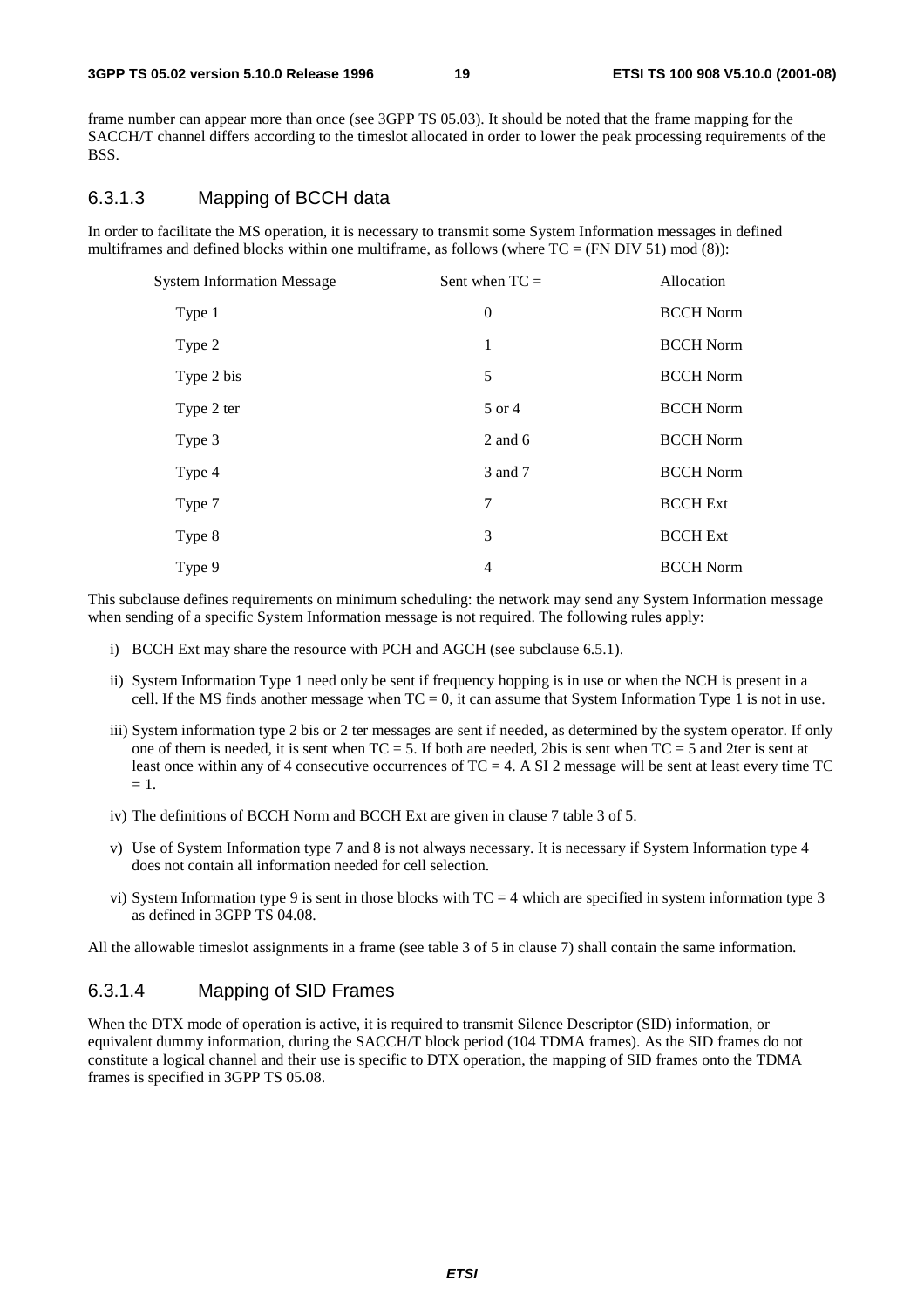frame number can appear more than once (see 3GPP TS 05.03). It should be noted that the frame mapping for the SACCH/T channel differs according to the timeslot allocated in order to lower the peak processing requirements of the BSS.

#### 6.3.1.3 Mapping of BCCH data

In order to facilitate the MS operation, it is necessary to transmit some System Information messages in defined multiframes and defined blocks within one multiframe, as follows (where TC = (FN DIV 51) mod (8)):

| System Information Message | Sent when TC = | Allocation |
|---|---|---|
| Type 1 | 0 | BCCH Norm |
| Type 2 | 1 | BCCH Norm |
| Type 2 bis | 5 | BCCH Norm |
| Type 2 ter | 5 or 4 | BCCH Norm |
| Type 3 | 2 and 6 | BCCH Norm |
| Type 4 | 3 and 7 | BCCH Norm |
| Type 7 | 7 | BCCH Ext |
| Type 8 | 3 | BCCH Ext |
| Type 9 | 4 | BCCH Norm |

This subclause defines requirements on minimum scheduling: the network may send any System Information message when sending of a specific System Information message is not required. The following rules apply:

i) BCCH Ext may share the resource with PCH and AGCH (see subclause 6.5.1).

ii) System Information Type 1 need only be sent if frequency hopping is in use or when the NCH is present in a cell. If the MS finds another message when TC = 0, it can assume that System Information Type 1 is not in use.

iii) System information type 2 bis or 2 ter messages are sent if needed, as determined by the system operator. If only one of them is needed, it is sent when TC = 5. If both are needed, 2bis is sent when TC = 5 and 2ter is sent at least once within any of 4 consecutive occurrences of TC = 4. A SI 2 message will be sent at least every time TC = 1.

iv) The definitions of BCCH Norm and BCCH Ext are given in clause 7 table 3 of 5.

v) Use of System Information type 7 and 8 is not always necessary. It is necessary if System Information type 4 does not contain all information needed for cell selection.

vi) System Information type 9 is sent in those blocks with TC = 4 which are specified in system information type 3 as defined in 3GPP TS 04.08.

All the allowable timeslot assignments in a frame (see table 3 of 5 in clause 7) shall contain the same information.

#### 6.3.1.4 Mapping of SID Frames

When the DTX mode of operation is active, it is required to transmit Silence Descriptor (SID) information, or equivalent dummy information, during the SACCH/T block period (104 TDMA frames). As the SID frames do not constitute a logical channel and their use is specific to DTX operation, the mapping of SID frames onto the TDMA frames is specified in 3GPP TS 05.08.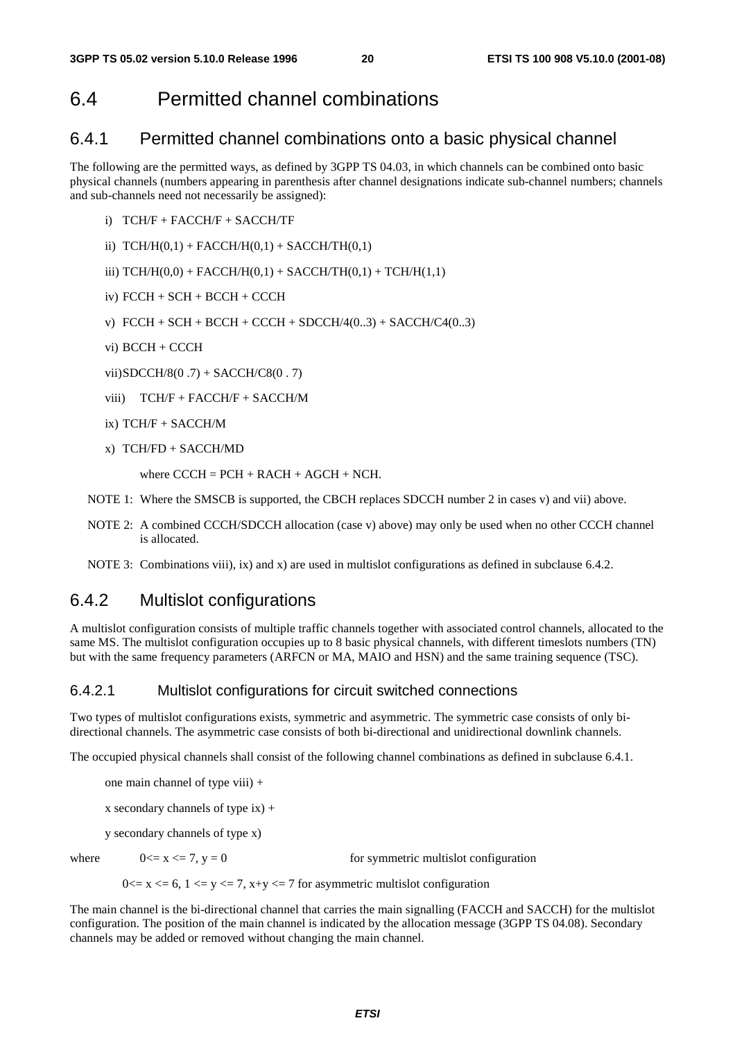# 6.4 Permitted channel combinations

## 6.4.1 Permitted channel combinations onto a basic physical channel

The following are the permitted ways, as defined by 3GPP TS 04.03, in which channels can be combined onto basic physical channels (numbers appearing in parenthesis after channel designations indicate sub-channel numbers; channels and sub-channels need not necessarily be assigned):

i) TCH/F + FACCH/F + SACCH/TF

ii) TCH/H(0,1) + FACCH/H(0,1) + SACCH/TH(0,1)

iii) TCH/H(0,0) + FACCH/H(0,1) + SACCH/TH(0,1) + TCH/H(1,1)

iv) FCCH + SCH + BCCH + CCCH

v) FCCH + SCH + BCCH + CCCH + SDCCH/4(0..3) + SACCH/C4(0..3)

vi) BCCH + CCCH

vii) SDCCH/8(0 .7) + SACCH/C8(0 . 7)

viii) TCH/F + FACCH/F + SACCH/M

ix) TCH/F + SACCH/M

x) TCH/FD + SACCH/MD

where CCCH = PCH + RACH + AGCH + NCH.

NOTE 1: Where the SMSCB is supported, the CBCH replaces SDCCH number 2 in cases v) and vii) above.

NOTE 2: A combined CCCH/SDCCH allocation (case v) above) may only be used when no other CCCH channel is allocated.

NOTE 3: Combinations viii), ix) and x) are used in multislot configurations as defined in subclause 6.4.2.

## 6.4.2 Multislot configurations

A multislot configuration consists of multiple traffic channels together with associated control channels, allocated to the same MS. The multislot configuration occupies up to 8 basic physical channels, with different timeslots numbers (TN) but with the same frequency parameters (ARFCN or MA, MAIO and HSN) and the same training sequence (TSC).

### 6.4.2.1 Multislot configurations for circuit switched connections

Two types of multislot configurations exists, symmetric and asymmetric. The symmetric case consists of only bi-directional channels. The asymmetric case consists of both bi-directional and unidirectional downlink channels.

The occupied physical channels shall consist of the following channel combinations as defined in subclause 6.4.1.

one main channel of type viii) +

x secondary channels of type ix) +

y secondary channels of type x)

where $0 \le x \le 7$, $y = 0$ for symmetric multislot configuration

$0 \le x \le 6$, $1 \le y \le 7$, $x+y \le 7$ for asymmetric multislot configuration

The main channel is the bi-directional channel that carries the main signalling (FACCH and SACCH) for the multislot configuration. The position of the main channel is indicated by the allocation message (3GPP TS 04.08). Secondary channels may be added or removed without changing the main channel.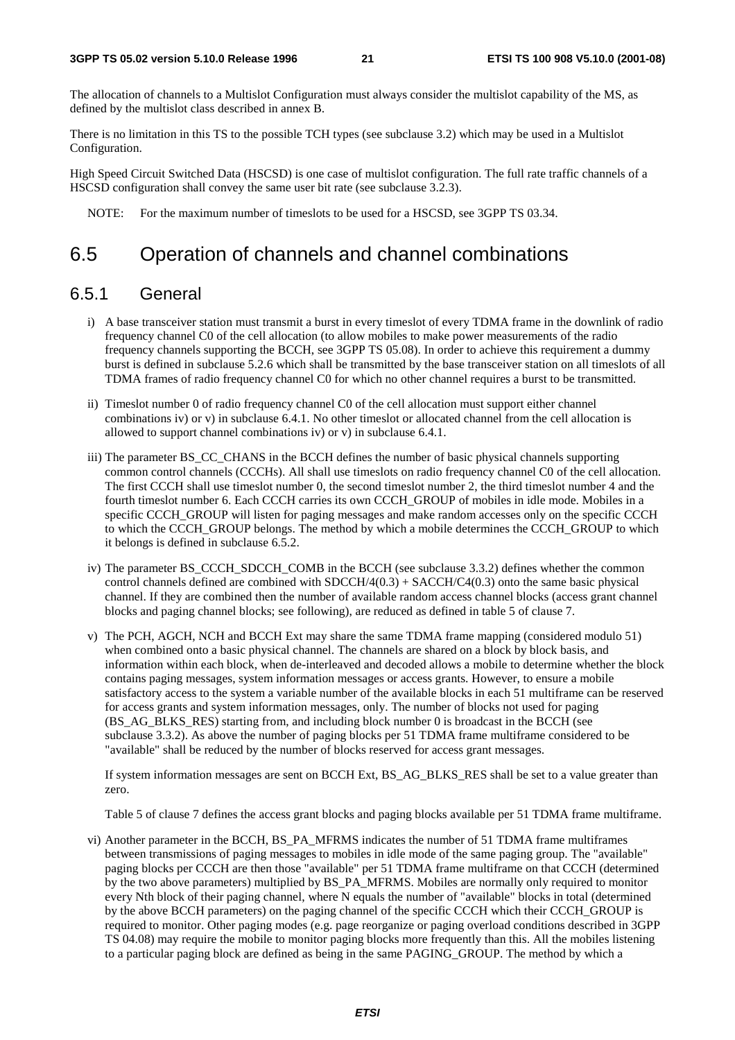The allocation of channels to a Multislot Configuration must always consider the multislot capability of the MS, as defined by the multislot class described in annex B.

There is no limitation in this TS to the possible TCH types (see subclause 3.2) which may be used in a Multislot Configuration.

High Speed Circuit Switched Data (HSCSD) is one case of multislot configuration. The full rate traffic channels of a HSCSD configuration shall convey the same user bit rate (see subclause 3.2.3).

NOTE: For the maximum number of timeslots to be used for a HSCSD, see 3GPP TS 03.34.

## 6.5 Operation of channels and channel combinations

### 6.5.1 General

i) A base transceiver station must transmit a burst in every timeslot of every TDMA frame in the downlink of radio frequency channel C0 of the cell allocation (to allow mobiles to make power measurements of the radio frequency channels supporting the BCCH, see 3GPP TS 05.08). In order to achieve this requirement a dummy burst is defined in subclause 5.2.6 which shall be transmitted by the base transceiver station on all timeslots of all TDMA frames of radio frequency channel C0 for which no other channel requires a burst to be transmitted.

ii) Timeslot number 0 of radio frequency channel C0 of the cell allocation must support either channel combinations iv) or v) in subclause 6.4.1. No other timeslot or allocated channel from the cell allocation is allowed to support channel combinations iv) or v) in subclause 6.4.1.

iii) The parameter BS_CC_CHANS in the BCCH defines the number of basic physical channels supporting common control channels (CCCHs). All shall use timeslots on radio frequency channel C0 of the cell allocation. The first CCCH shall use timeslot number 0, the second timeslot number 2, the third timeslot number 4 and the fourth timeslot number 6. Each CCCH carries its own CCCH_GROUP of mobiles in idle mode. Mobiles in a specific CCCH_GROUP will listen for paging messages and make random accesses only on the specific CCCH to which the CCCH_GROUP belongs. The method by which a mobile determines the CCCH_GROUP to which it belongs is defined in subclause 6.5.2.

iv) The parameter BS_CCCH_SDCCH_COMB in the BCCH (see subclause 3.3.2) defines whether the common control channels defined are combined with SDCCH/4(0.3) + SACCH/C4(0.3) onto the same basic physical channel. If they are combined then the number of available random access channel blocks (access grant channel blocks and paging channel blocks; see following), are reduced as defined in table 5 of clause 7.

v) The PCH, AGCH, NCH and BCCH Ext may share the same TDMA frame mapping (considered modulo 51) when combined onto a basic physical channel. The channels are shared on a block by block basis, and information within each block, when de-interleaved and decoded allows a mobile to determine whether the block contains paging messages, system information messages or access grants. However, to ensure a mobile satisfactory access to the system a variable number of the available blocks in each 51 multiframe can be reserved for access grants and system information messages, only. The number of blocks not used for paging (BS_AG_BLKS_RES) starting from, and including block number 0 is broadcast in the BCCH (see subclause 3.3.2). As above the number of paging blocks per 51 TDMA frame multiframe considered to be "available" shall be reduced by the number of blocks reserved for access grant messages.

   If system information messages are sent on BCCH Ext, BS_AG_BLKS_RES shall be set to a value greater than zero.

   Table 5 of clause 7 defines the access grant blocks and paging blocks available per 51 TDMA frame multiframe.

vi) Another parameter in the BCCH, BS_PA_MFRMS indicates the number of 51 TDMA frame multiframes between transmissions of paging messages to mobiles in idle mode of the same paging group. The "available" paging blocks per CCCH are then those "available" per 51 TDMA frame multiframe on that CCCH (determined by the two above parameters) multiplied by BS_PA_MFRMS. Mobiles are normally only required to monitor every Nth block of their paging channel, where N equals the number of "available" blocks in total (determined by the above BCCH parameters) on the paging channel of the specific CCCH which their CCCH_GROUP is required to monitor. Other paging modes (e.g. page reorganize or paging overload conditions described in 3GPP TS 04.08) may require the mobile to monitor paging blocks more frequently than this. All the mobiles listening to a particular paging block are defined as being in the same PAGING_GROUP. The method by which a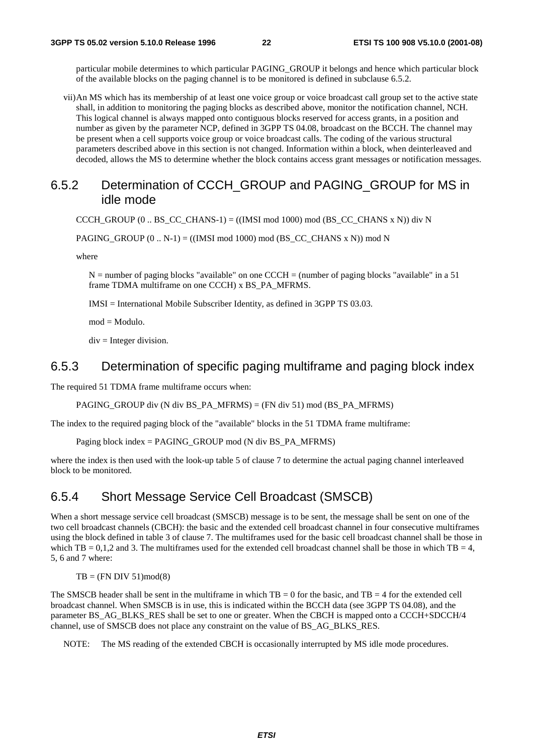particular mobile determines to which particular PAGING_GROUP it belongs and hence which particular block of the available blocks on the paging channel is to be monitored is defined in subclause 6.5.2.

vii) An MS which has its membership of at least one voice group or voice broadcast call group set to the active state shall, in addition to monitoring the paging blocks as described above, monitor the notification channel, NCH. This logical channel is always mapped onto contiguous blocks reserved for access grants, in a position and number as given by the parameter NCP, defined in 3GPP TS 04.08, broadcast on the BCCH. The channel may be present when a cell supports voice group or voice broadcast calls. The coding of the various structural parameters described above in this section is not changed. Information within a block, when deinterleaved and decoded, allows the MS to determine whether the block contains access grant messages or notification messages.

## 6.5.2 Determination of CCCH_GROUP and PAGING_GROUP for MS in idle mode

CCCH_GROUP (0 .. BS_CC_CHANS-1) = ((IMSI mod 1000) mod (BS_CC_CHANS x N)) div N

PAGING_GROUP (0 .. N-1) = ((IMSI mod 1000) mod (BS_CC_CHANS x N)) mod N

where

N = number of paging blocks "available" on one CCCH = (number of paging blocks "available" in a 51 frame TDMA multiframe on one CCCH) x BS_PA_MFRMS.

IMSI = International Mobile Subscriber Identity, as defined in 3GPP TS 03.03.

mod = Modulo.

div = Integer division.

## 6.5.3 Determination of specific paging multiframe and paging block index

The required 51 TDMA frame multiframe occurs when:

PAGING_GROUP div (N div BS_PA_MFRMS) = (FN div 51) mod (BS_PA_MFRMS)

The index to the required paging block of the "available" blocks in the 51 TDMA frame multiframe:

Paging block index = PAGING_GROUP mod (N div BS_PA_MFRMS)

where the index is then used with the look-up table 5 of clause 7 to determine the actual paging channel interleaved block to be monitored.

## 6.5.4 Short Message Service Cell Broadcast (SMSCB)

When a short message service cell broadcast (SMSCB) message is to be sent, the message shall be sent on one of the two cell broadcast channels (CBCH): the basic and the extended cell broadcast channel in four consecutive multiframes using the block defined in table 3 of clause 7. The multiframes used for the basic cell broadcast channel shall be those in which TB = 0,1,2 and 3. The multiframes used for the extended cell broadcast channel shall be those in which TB = 4, 5, 6 and 7 where:

TB = (FN DIV 51)mod(8)

The SMSCB header shall be sent in the multiframe in which TB = 0 for the basic, and TB = 4 for the extended cell broadcast channel. When SMSCB is in use, this is indicated within the BCCH data (see 3GPP TS 04.08), and the parameter BS_AG_BLKS_RES shall be set to one or greater. When the CBCH is mapped onto a CCCH+SDCCH/4 channel, use of SMSCB does not place any constraint on the value of BS_AG_BLKS_RES.

NOTE: The MS reading of the extended CBCH is occasionally interrupted by MS idle mode procedures.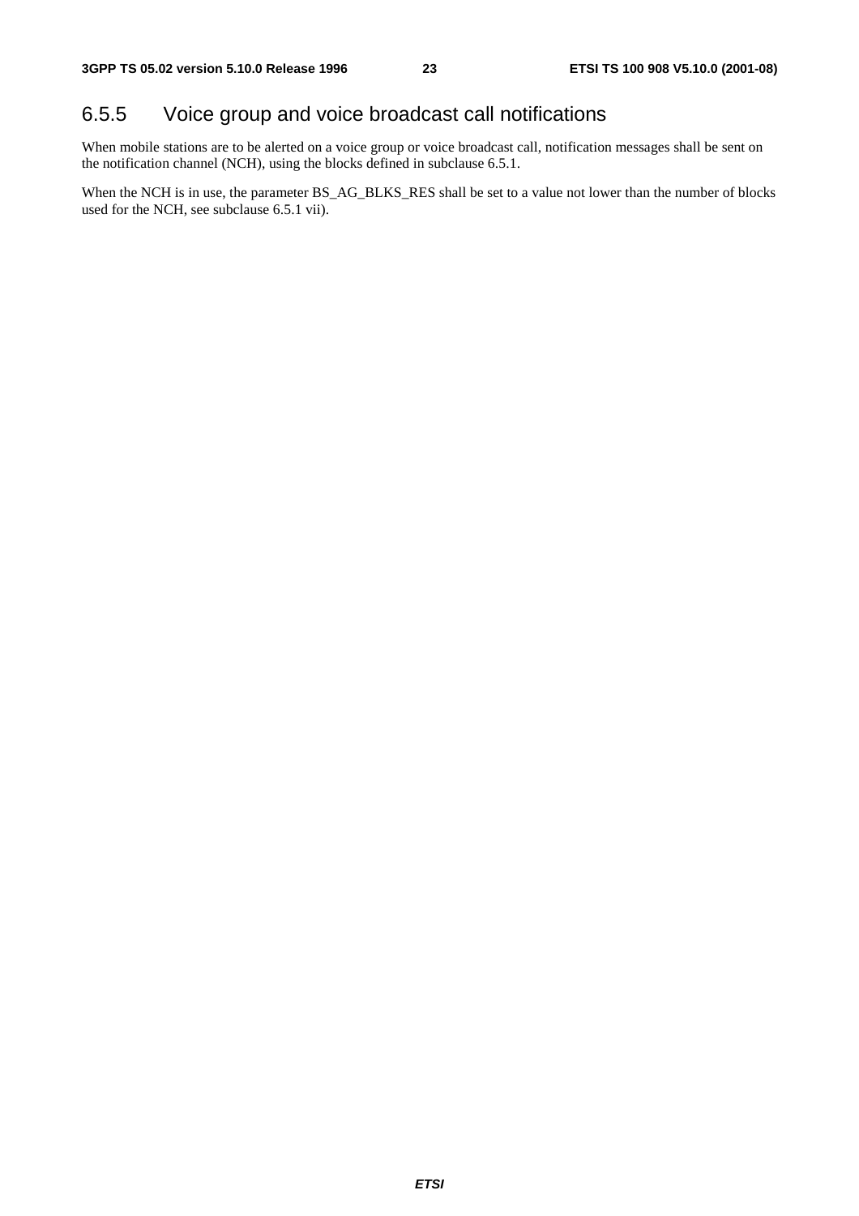### 6.5.5 Voice group and voice broadcast call notifications

When mobile stations are to be alerted on a voice group or voice broadcast call, notification messages shall be sent on the notification channel (NCH), using the blocks defined in subclause 6.5.1.

When the NCH is in use, the parameter BS_AG_BLKS_RES shall be set to a value not lower than the number of blocks used for the NCH, see subclause 6.5.1 vii).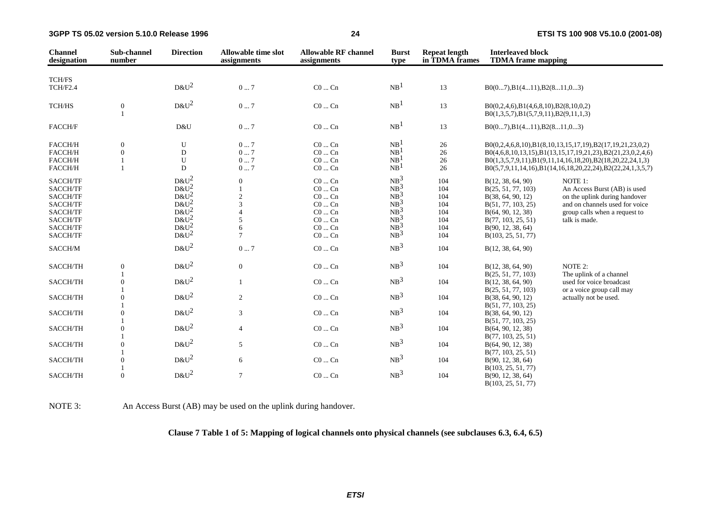| Channel designation | Sub-channel number | Direction | Allowable time slot assignments | Allowable RF channel assignments | Burst type | Repeat length in TDMA frames | Interleaved block TDMA frame mapping | |
|---|---|---|---|---|---|---|---|---|
| TCH/FS | | | | | | | | |
| TCH/F2.4 | | D&U[2] | 0 ... 7 | C0 ... Cn | NB[1] | 13 | B0(0...7),B1(4...11),B2(8...11,0...3) | |
| TCH/HS | 0 | D&U[2] | 0 ... 7 | C0 ... Cn | NB[1] | 13 | B0(0,2,4,6),B1(4,6,8,10),B2(8,10,0,2) | |
| | 1 | | | | | | B0(1,3,5,7),B1(5,7,9,11),B2(9,11,1,3) | |
| FACCH/F | | D&U | 0 ... 7 | C0 ... Cn | NB[1] | 13 | B0(0...7),B1(4...11),B2(8...11,0...3) | |
| FACCH/H | 0 | U | 0 ... 7 | C0 ... Cn | NB[1] | 26 | B0(0,2,4,6,8,10),B1(8,10,13,15,17,19),B2(17,19,21,23,0,2) | |
| FACCH/H | 0 | D | 0 ... 7 | C0 ... Cn | NB[1] | 26 | B0(4,6,8,10,13,15),B1(13,15,17,19,21,23),B2(21,23,0,2,4,6) | |
| FACCH/H | 1 | U | 0 ... 7 | C0 ... Cn | NB[1] | 26 | B0(1,3,5,7,9,11),B1(9,11,14,16,18,20),B2(18,20,22,24,1,3) | |
| FACCH/H | 1 | D | 0 ... 7 | C0 ... Cn | NB[1] | 26 | B0(5,7,9,11,14,16),B1(14,16,18,20,22,24),B2(22,24,1,3,5,7) | |
| SACCH/TF | | D&U[2] | 0 | C0 ... Cn | NB[3] | 104 | B(12, 38, 64, 90) | NOTE 1: |
| SACCH/TF | | D&U[2] | 1 | C0 ... Cn | NB[3] | 104 | B(25, 51, 77, 103) | An Access Burst (AB) is used |
| SACCH/TF | | D&U[2] | 2 | C0 ... Cn | NB[3] | 104 | B(38, 64, 90, 12) | on the uplink during handover |
| SACCH/TF | | D&U[2] | 3 | C0 ... Cn | NB[3] | 104 | B(51, 77, 103, 25) | and on channels used for voice |
| SACCH/TF | | D&U[2] | 4 | C0 ... Cn | NB[3] | 104 | B(64, 90, 12, 38) | group calls when a request to |
| SACCH/TF | | D&U[2] | 5 | C0 ... Cn | NB[3] | 104 | B(77, 103, 25, 51) | talk is made. |
| SACCH/TF | | D&U[2] | 6 | C0 ... Cn | NB[3] | 104 | B(90, 12, 38, 64) | |
| SACCH/TF | | D&U[2] | 7 | C0 ... Cn | NB[3] | 104 | B(103, 25, 51, 77) | |
| SACCH/M | | D&U[2] | 0 ... 7 | C0 ... Cn | NB[3] | 104 | B(12, 38, 64, 90) | |
| SACCH/TH | 0 | D&U[2] | 0 | C0 ... Cn | NB[3] | 104 | B(12, 38, 64, 90) | NOTE 2: |
| | 1 | | | | | | B(25, 51, 77, 103) | The uplink of a channel |
| SACCH/TH | 0 | D&U[2] | 1 | C0 ... Cn | NB[3] | 104 | B(12, 38, 64, 90) | used for voice broadcast |
| | 1 | | | | | | B(25, 51, 77, 103) | or a voice group call may |
| SACCH/TH | 0 | D&U[2] | 2 | C0 ... Cn | NB[3] | 104 | B(38, 64, 90, 12) | actually not be used. |
| | 1 | | | | | | B(51, 77, 103, 25) | |
| SACCH/TH | 0 | D&U[2] | 3 | C0 ... Cn | NB[3] | 104 | B(38, 64, 90, 12) | |
| | 1 | | | | | | B(51, 77, 103, 25) | |
| SACCH/TH | 0 | D&U[2] | 4 | C0 ... Cn | NB[3] | 104 | B(64, 90, 12, 38) | |
| | 1 | | | | | | B(77, 103, 25, 51) | |
| SACCH/TH | 0 | D&U[2] | 5 | C0 ... Cn | NB[3] | 104 | B(64, 90, 12, 38) | |
| | 1 | | | | | | B(77, 103, 25, 51) | |
| SACCH/TH | 0 | D&U[2] | 6 | C0 ... Cn | NB[3] | 104 | B(90, 12, 38, 64) | |
| | 1 | | | | | | B(103, 25, 51, 77) | |
| SACCH/TH | 0 | D&U[2] | 7 | C0 ... Cn | NB[3] | 104 | B(90, 12, 38, 64) | |
| | 1 | | | | | | B(103, 25, 51, 77) | |

NOTE 3: An Access Burst (AB) may be used on the uplink during handover.

**Clause 7 Table 1 of 5: Mapping of logical channels onto physical channels (see subclauses 6.3, 6.4, 6.5)**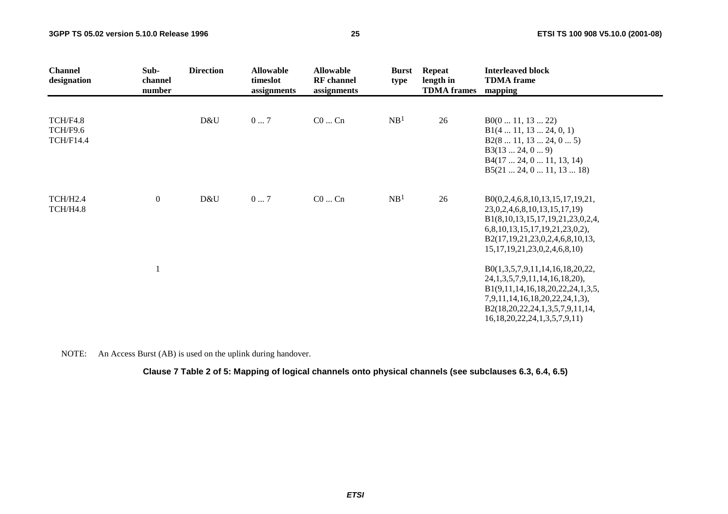| Channel designation | Sub-channel number | Direction | Allowable timeslot assignments | Allowable RF channel assignments | Burst type | Repeat length in TDMA frames | Interleaved block TDMA frame mapping |
|---|---|---|---|---|---|---|---|
| TCH/F4.8<br>TCH/F9.6<br>TCH/F14.4 | | D&U | 0 ... 7 | C0 ... Cn | NB[1] | 26 | B0(0 ... 11, 13 ... 22)<br>B1(4 ... 11, 13 ... 24, 0, 1)<br>B2(8 ... 11, 13 ... 24, 0 ... 5)<br>B3(13 ... 24, 0 ... 9)<br>B4(17 ... 24, 0 ... 11, 13, 14)<br>B5(21 ... 24, 0 ... 11, 13 ... 18) |
| TCH/H2.4<br>TCH/H4.8 | 0 | D&U | 0 ... 7 | C0 ... Cn | NB[1] | 26 | B0(0,2,4,6,8,10,13,15,17,19,21,<br>23,0,2,4,6,8,10,13,15,17,19)<br>B1(8,10,13,15,17,19,21,23,0,2,4,<br>6,8,10,13,15,17,19,21,23,0,2),<br>B2(17,19,21,23,0,2,4,6,8,10,13,<br>15,17,19,21,23,0,2,4,6,8,10) |
| | 1 | | | | | | B0(1,3,5,7,9,11,14,16,18,20,22,<br>24,1,3,5,7,9,11,14,16,18,20),<br>B1(9,11,14,16,18,20,22,24,1,3,5,<br>7,9,11,14,16,18,20,22,24,1,3),<br>B2(18,20,22,24,1,3,5,7,9,11,14,<br>16,18,20,22,24,1,3,5,7,9,11) |

NOTE: An Access Burst (AB) is used on the uplink during handover.

**Clause 7 Table 2 of 5: Mapping of logical channels onto physical channels (see subclauses 6.3, 6.4, 6.5)**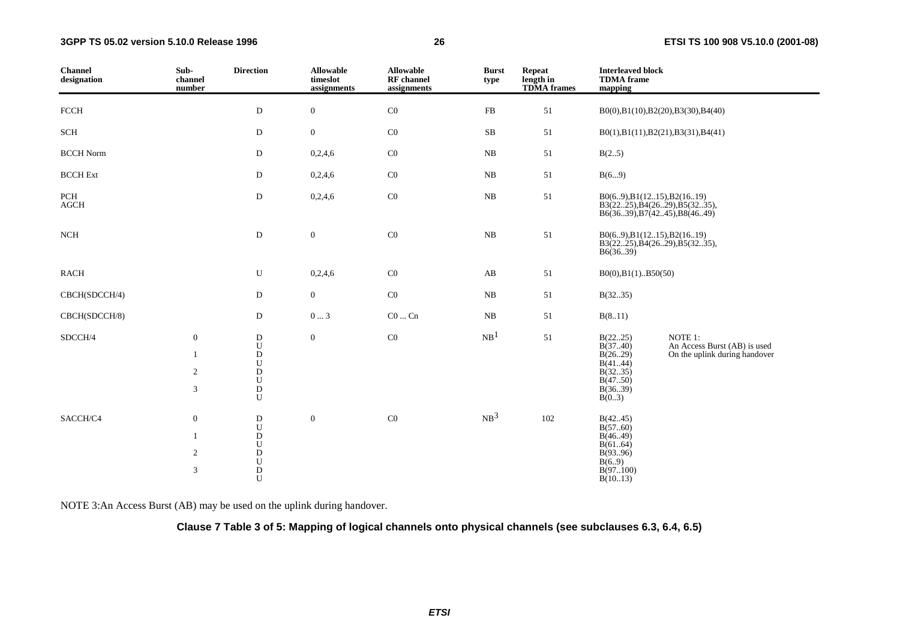| Channel designation | Sub-channel number | Direction | Allowable timeslot assignments | Allowable RF channel assignments | Burst type | Repeat length in TDMA frames | Interleaved block TDMA frame mapping |
|---|---|---|---|---|---|---|---|
| FCCH | | D | 0 | C0 | FB | 51 | B0(0),B1(10),B2(20),B3(30),B4(40) |
| SCH | | D | 0 | C0 | SB | 51 | B0(1),B1(11),B2(21),B3(31),B4(41) |
| BCCH Norm | | D | 0,2,4,6 | C0 | NB | 51 | B(2..5) |
| BCCH Ext | | D | 0,2,4,6 | C0 | NB | 51 | B(6...9) |
| PCH AGCH | | D | 0,2,4,6 | C0 | NB | 51 | B0(6..9),B1(12..15),B2(16..19) B3(22..25),B4(26..29),B5(32..35), B6(36..39),B7(42..45),B8(46..49) |
| NCH | | D | 0 | C0 | NB | 51 | B0(6..9),B1(12..15),B2(16..19) B3(22..25),B4(26..29),B5(32..35), B6(36..39) |
| RACH | | U | 0,2,4,6 | C0 | AB | 51 | B0(0),B1(1)..B50(50) |
| CBCH(SDCCH/4) | | D | 0 | C0 | NB | 51 | B(32..35) |
| CBCH(SDCCH/8) | | D | 0 ... 3 | C0 ... Cn | NB | 51 | B(8..11) |
| SDCCH/4 | 0 | D | 0 | C0 | NB[1] | 51 | B(22..25) |
| | | U | | | | | B(37..40) |
| | 1 | D | | | | | B(26..29) |
| | | U | | | | | B(41..44) |
| | 2 | D | | | | | B(32..35) |
| | | U | | | | | B(47..50) |
| | 3 | D | | | | | B(36..39) |
| | | U | | | | | B(0..3) |
| SACCH/C4 | 0 | D | 0 | C0 | NB[3] | 102 | B(42..45) |
| | | U | | | | | B(57..60) |
| | 1 | D | | | | | B(46..49) |
| | | U | | | | | B(61..64) |
| | 2 | D | | | | | B(93..96) |
| | | U | | | | | B(6..9) |
| | 3 | D | | | | | B(97..100) |
| | | U | | | | | B(10..13) |

NOTE 1: An Access Burst (AB) is used On the uplink during handover

NOTE 3:An Access Burst (AB) may be used on the uplink during handover.

**Clause 7 Table 3 of 5: Mapping of logical channels onto physical channels (see subclauses 6.3, 6.4, 6.5)**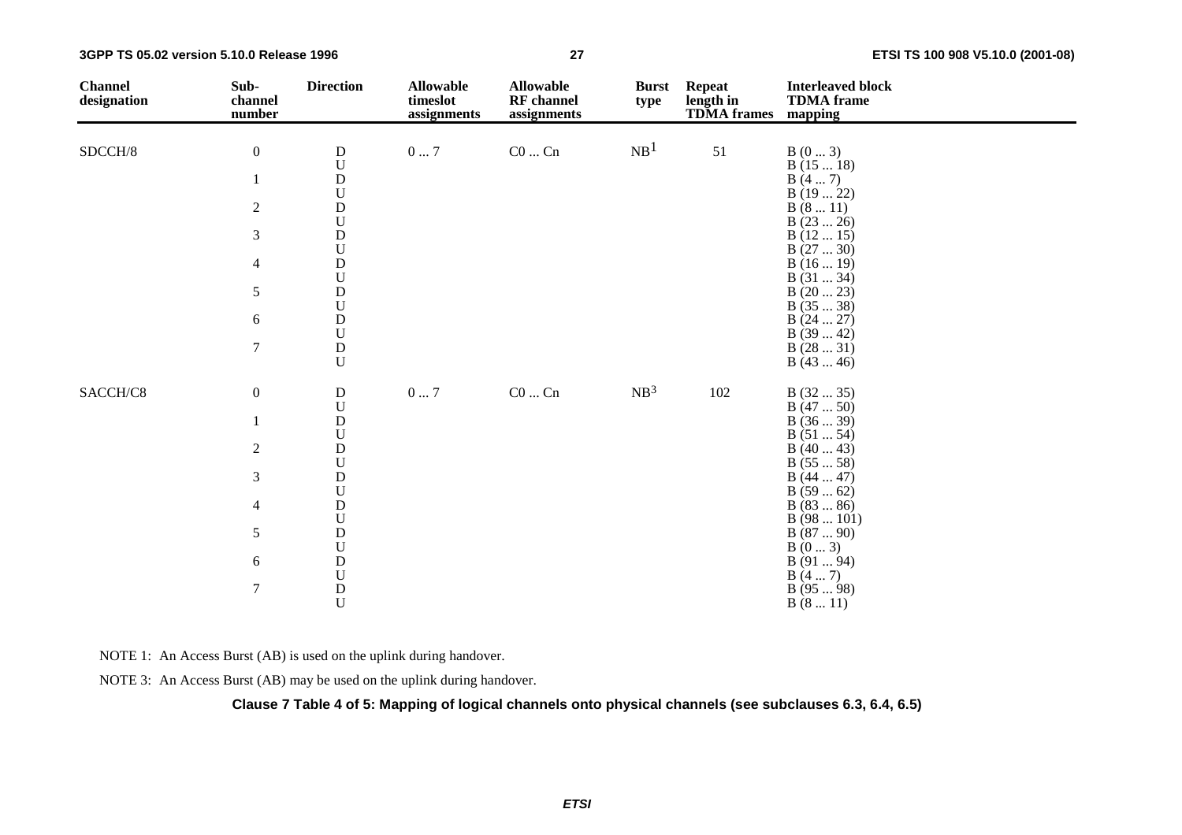| Channel designation | Sub-channel number | Direction | Allowable timeslot assignments | Allowable RF channel assignments | Burst type | Repeat length in TDMA frames | Interleaved block TDMA frame mapping |
|---|---|---|---|---|---|---|---|
| SDCCH/8 | 0 | D | 0 ... 7 | C0 ... Cn | NB[1] | 51 | B (0 ... 3) |
| | | U | | | | | B (15 ... 18) |
| | 1 | D | | | | | B (4 ... 7) |
| | | U | | | | | B (19 ... 22) |
| | 2 | D | | | | | B (8 ... 11) |
| | | U | | | | | B (23 ... 26) |
| | 3 | D | | | | | B (12 ... 15) |
| | | U | | | | | B (27 ... 30) |
| | 4 | D | | | | | B (16 ... 19) |
| | | U | | | | | B (31 ... 34) |
| | 5 | D | | | | | B (20 ... 23) |
| | | U | | | | | B (35 ... 38) |
| | 6 | D | | | | | B (24 ... 27) |
| | | U | | | | | B (39 ... 42) |
| | 7 | D | | | | | B (28 ... 31) |
| | | U | | | | | B (43 ... 46) |
| SACCH/C8 | 0 | D | 0 ... 7 | C0 ... Cn | NB[3] | 102 | B (32 ... 35) |
| | | U | | | | | B (47 ... 50) |
| | 1 | D | | | | | B (36 ... 39) |
| | | U | | | | | B (51 ... 54) |
| | 2 | D | | | | | B (40 ... 43) |
| | | U | | | | | B (55 ... 58) |
| | 3 | D | | | | | B (44 ... 47) |
| | | U | | | | | B (59 ... 62) |
| | 4 | D | | | | | B (83 ... 86) |
| | | U | | | | | B (98 ... 101) |
| | 5 | D | | | | | B (87 ... 90) |
| | | U | | | | | B (0 ... 3) |
| | 6 | D | | | | | B (91 ... 94) |
| | | U | | | | | B (4 ... 7) |
| | 7 | D | | | | | B (95 ... 98) |
| | | U | | | | | B (8 ... 11) |

NOTE 1: An Access Burst (AB) is used on the uplink during handover.

NOTE 3: An Access Burst (AB) may be used on the uplink during handover.

**Clause 7 Table 4 of 5: Mapping of logical channels onto physical channels (see subclauses 6.3, 6.4, 6.5)**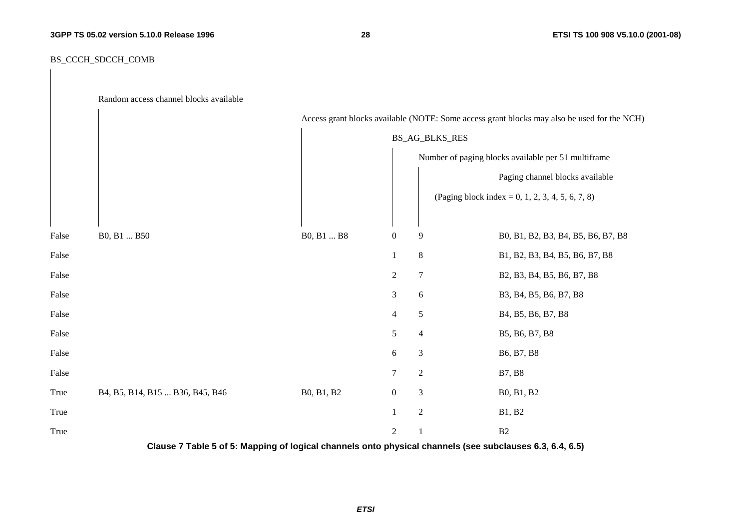| BS_CCCH_SDCCH_COMB | Random access channel blocks available | Access grant blocks available (NOTE: Some access grant blocks may also be used for the NCH) | BS_AG_BLKS_RES | Number of paging blocks available per 51 multiframe | Paging channel blocks available (Paging block index = 0, 1, 2, 3, 4, 5, 6, 7, 8) |
|---|---|---|---|---|---|
| False | B0, B1 ... B50 | B0, B1 ... B8 | 0 | 9 | B0, B1, B2, B3, B4, B5, B6, B7, B8 |
| False | | | 1 | 8 | B1, B2, B3, B4, B5, B6, B7, B8 |
| False | | | 2 | 7 | B2, B3, B4, B5, B6, B7, B8 |
| False | | | 3 | 6 | B3, B4, B5, B6, B7, B8 |
| False | | | 4 | 5 | B4, B5, B6, B7, B8 |
| False | | | 5 | 4 | B5, B6, B7, B8 |
| False | | | 6 | 3 | B6, B7, B8 |
| False | | | 7 | 2 | B7, B8 |
| True | B4, B5, B14, B15 ... B36, B45, B46 | B0, B1, B2 | 0 | 3 | B0, B1, B2 |
| True | | | 1 | 2 | B1, B2 |
| True | | | 2 | 1 | B2 |

**Clause 7 Table 5 of 5: Mapping of logical channels onto physical channels (see subclauses 6.3, 6.4, 6.5)**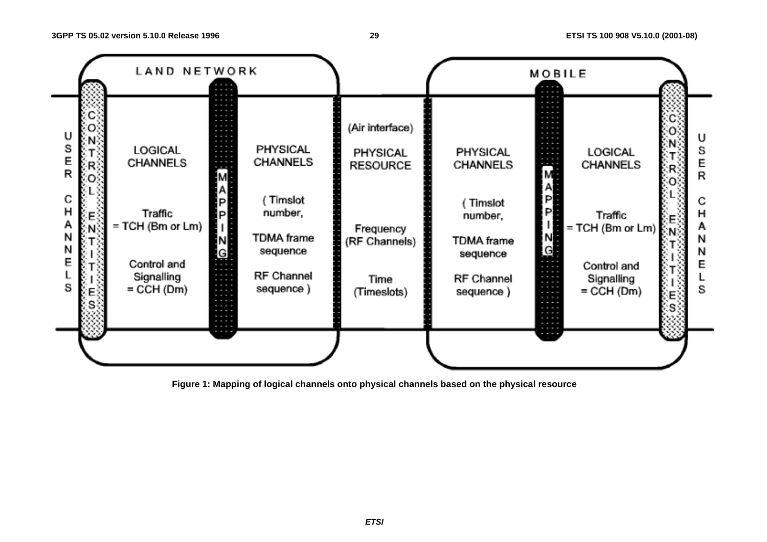Figure 1: Mapping of logical channels onto physical channels based on the physical resource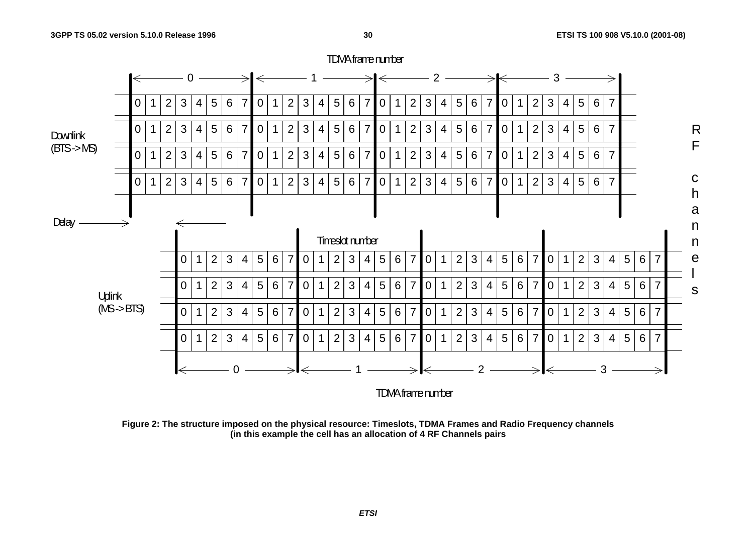TDMA frame number

| | 0 | | | | | | | | 1 | | | | | | | | 2 | | | | | | | | 3 | | | | | | | |
|---|---|---|---|---|---|---|---|---|---|---|---|---|---|---|---|---|---|---|---|---|---|---|---|---|---|---|---|---|---|---|---|---|
| Downlink (BTS -> MS) | 0 | 1 | 2 | 3 | 4 | 5 | 6 | 7 | 0 | 1 | 2 | 3 | 4 | 5 | 6 | 7 | 0 | 1 | 2 | 3 | 4 | 5 | 6 | 7 | 0 | 1 | 2 | 3 | 4 | 5 | 6 | 7 |
| | 0 | 1 | 2 | 3 | 4 | 5 | 6 | 7 | 0 | 1 | 2 | 3 | 4 | 5 | 6 | 7 | 0 | 1 | 2 | 3 | 4 | 5 | 6 | 7 | 0 | 1 | 2 | 3 | 4 | 5 | 6 | 7 |
| | 0 | 1 | 2 | 3 | 4 | 5 | 6 | 7 | 0 | 1 | 2 | 3 | 4 | 5 | 6 | 7 | 0 | 1 | 2 | 3 | 4 | 5 | 6 | 7 | 0 | 1 | 2 | 3 | 4 | 5 | 6 | 7 |
| | 0 | 1 | 2 | 3 | 4 | 5 | 6 | 7 | 0 | 1 | 2 | 3 | 4 | 5 | 6 | 7 | 0 | 1 | 2 | 3 | 4 | 5 | 6 | 7 | 0 | 1 | 2 | 3 | 4 | 5 | 6 | 7 |

Delay

Timeslot number

| | 0 | | | | | | | | 1 | | | | | | | | 2 | | | | | | | | 3 | | | | | | | |
|---|---|---|---|---|---|---|---|---|---|---|---|---|---|---|---|---|---|---|---|---|---|---|---|---|---|---|---|---|---|---|---|---|
| Uplink (MS -> BTS) | 0 | 1 | 2 | 3 | 4 | 5 | 6 | 7 | 0 | 1 | 2 | 3 | 4 | 5 | 6 | 7 | 0 | 1 | 2 | 3 | 4 | 5 | 6 | 7 | 0 | 1 | 2 | 3 | 4 | 5 | 6 | 7 |
| | 0 | 1 | 2 | 3 | 4 | 5 | 6 | 7 | 0 | 1 | 2 | 3 | 4 | 5 | 6 | 7 | 0 | 1 | 2 | 3 | 4 | 5 | 6 | 7 | 0 | 1 | 2 | 3 | 4 | 5 | 6 | 7 |
| | 0 | 1 | 2 | 3 | 4 | 5 | 6 | 7 | 0 | 1 | 2 | 3 | 4 | 5 | 6 | 7 | 0 | 1 | 2 | 3 | 4 | 5 | 6 | 7 | 0 | 1 | 2 | 3 | 4 | 5 | 6 | 7 |
| | 0 | 1 | 2 | 3 | 4 | 5 | 6 | 7 | 0 | 1 | 2 | 3 | 4 | 5 | 6 | 7 | 0 | 1 | 2 | 3 | 4 | 5 | 6 | 7 | 0 | 1 | 2 | 3 | 4 | 5 | 6 | 7 |

TDMA frame number

RF channels

**Figure 2: The structure imposed on the physical resource: Timeslots, TDMA Frames and Radio Frequency channels (in this example the cell has an allocation of 4 RF Channels pairs**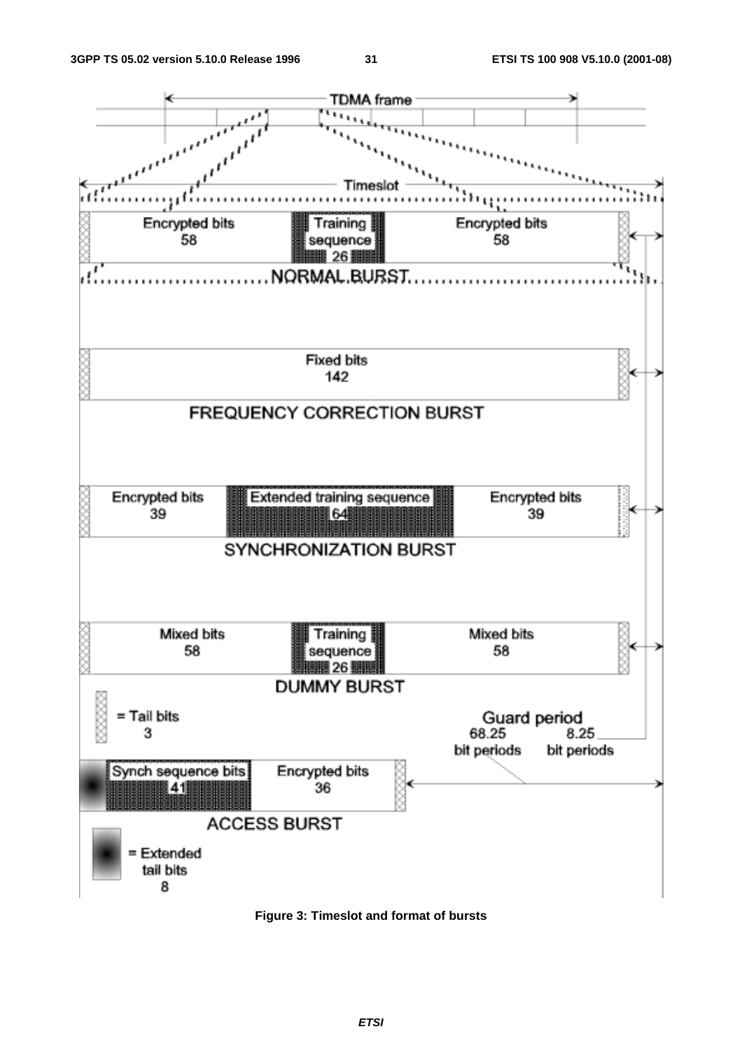TDMA frame

Timeslot

| | Encrypted bits 58 | Training sequence 26 | Encrypted bits 58 | |
|---|---|---|---|---|

NORMAL BURST

| | Fixed bits 142 | |
|---|---|---|

FREQUENCY CORRECTION BURST

| | Encrypted bits 39 | Extended training sequence 64 | Encrypted bits 39 | |
|---|---|---|---|---|

SYNCHRONIZATION BURST

| | Mixed bits 58 | Training sequence 26 | Mixed bits 58 | |
|---|---|---|---|---|

DUMMY BURST

= Tail bits 3

Guard period 68.25 bit periods 8.25 bit periods

| | Synch sequence bits 41 | Encrypted bits 36 | |
|---|---|---|---|

ACCESS BURST

= Extended tail bits 8

**Figure 3: Timeslot and format of bursts**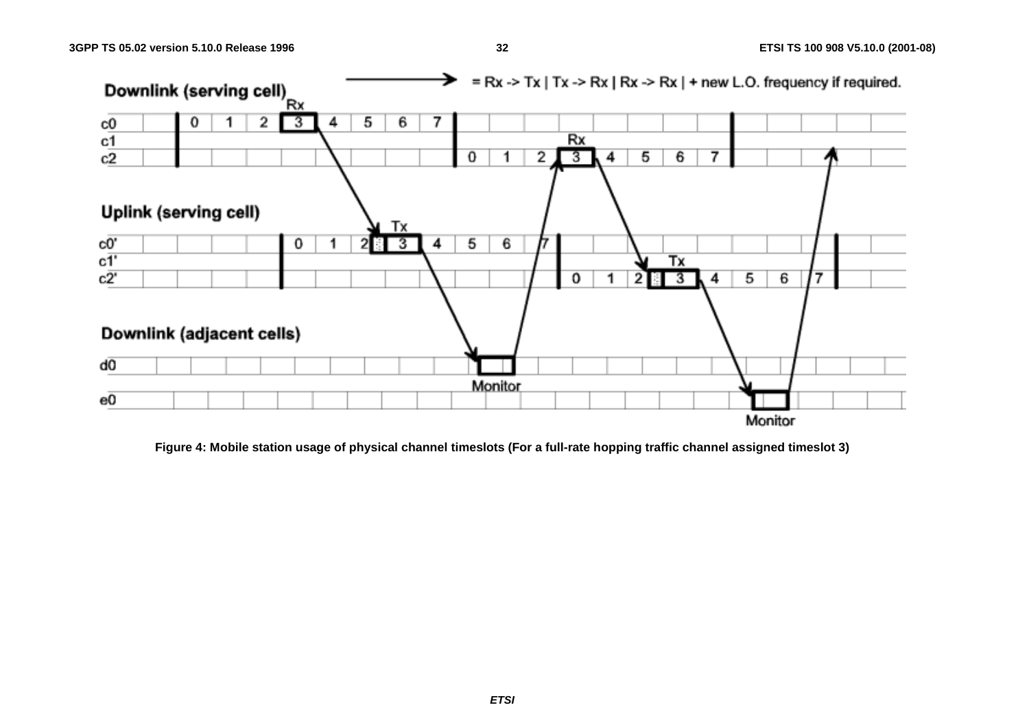Figure 4: Mobile station usage of physical channel timeslots (For a full-rate hopping traffic channel assigned timeslot 3)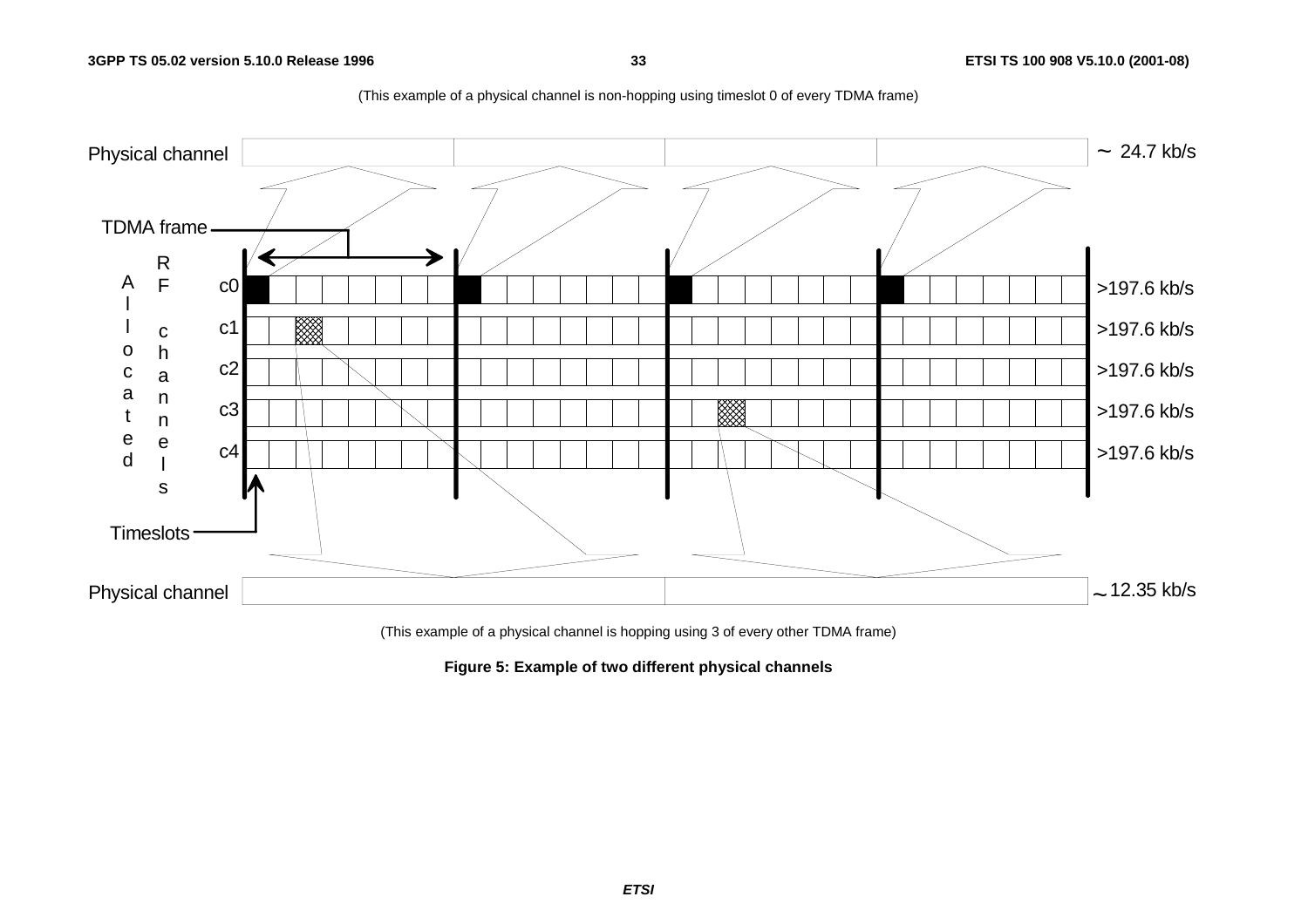(This example of a physical channel is non-hopping using timeslot 0 of every TDMA frame)

(This example of a physical channel is hopping using 3 of every other TDMA frame)

**Figure 5: Example of two different physical channels**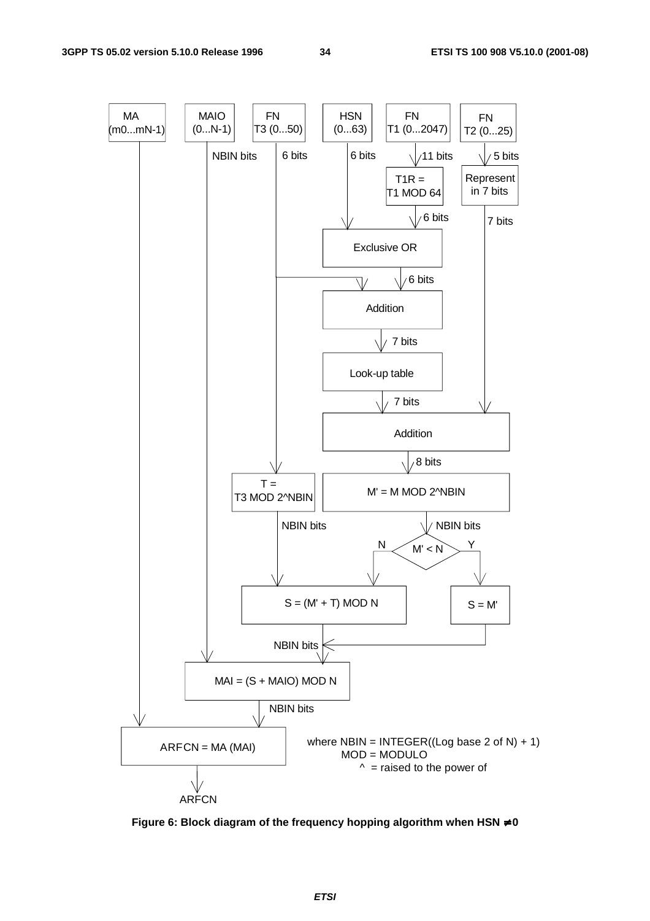MA (m0...mN-1)

MAIO (0...N-1)

FN T3 (0...50)

HSN (0...63)

FN T1 (0...2047)

FN T2 (0...25)

NBIN bits | 6 bits | 6 bits | 11 bits | 5 bits

T1R = T1 MOD 64

Represent in 7 bits

6 bits | 7 bits

Exclusive OR

6 bits

Addition

7 bits

Look-up table

7 bits

Addition

8 bits

T = T3 MOD 2^NBIN

M' = M MOD 2^NBIN

NBIN bits | NBIN bits

M' < N (N / Y)

S = (M' + T) MOD N

S = M'

NBIN bits

MAI = (S + MAIO) MOD N

NBIN bits

ARFCN = MA (MAI)

ARFCN

where NBIN = INTEGER((Log base 2 of N) + 1)
MOD = MODULO
^ = raised to the power of

**Figure 6: Block diagram of the frequency hopping algorithm when HSN ≠ 0**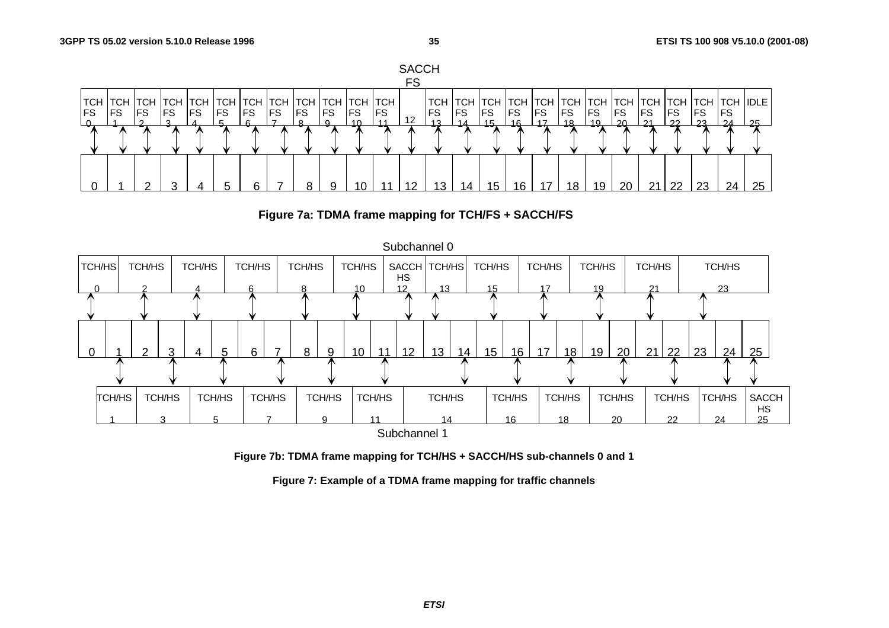SACCH FS

| TCH FS 0 | TCH FS 1 | TCH FS 2 | TCH FS 3 | TCH FS 4 | TCH FS 5 | TCH FS 6 | TCH FS 7 | TCH FS 8 | TCH FS 9 | TCH FS 10 | TCH FS 11 | 12 | TCH FS 13 | TCH FS 14 | TCH FS 15 | TCH FS 16 | TCH FS 17 | TCH FS 18 | TCH FS 19 | TCH FS 20 | TCH FS 21 | TCH FS 22 | TCH FS 23 | TCH FS 24 | IDLE 25 |
|---|---|---|---|---|---|---|---|---|---|---|---|---|---|---|---|---|---|---|---|---|---|---|---|---|---|
| 0 | 1 | 2 | 3 | 4 | 5 | 6 | 7 | 8 | 9 | 10 | 11 | 12 | 13 | 14 | 15 | 16 | 17 | 18 | 19 | 20 | 21 | 22 | 23 | 24 | 25 |

**Figure 7a: TDMA frame mapping for TCH/FS + SACCH/FS**

Subchannel 0

| TCH/HS 0 | TCH/HS 2 | TCH/HS 4 | TCH/HS 6 | TCH/HS 8 | TCH/HS 10 | SACCH HS 12 | TCH/HS 13 | TCH/HS 15 | TCH/HS 17 | TCH/HS 19 | TCH/HS 21 | TCH/HS 23 |
|---|---|---|---|---|---|---|---|---|---|---|---|---|

| 0 | 1 | 2 | 3 | 4 | 5 | 6 | 7 | 8 | 9 | 10 | 11 | 12 | 13 | 14 | 15 | 16 | 17 | 18 | 19 | 20 | 21 | 22 | 23 | 24 | 25 |
|---|---|---|---|---|---|---|---|---|---|---|---|---|---|---|---|---|---|---|---|---|---|---|---|---|---|

| TCH/HS 1 | TCH/HS 3 | TCH/HS 5 | TCH/HS 7 | TCH/HS 9 | TCH/HS 11 | TCH/HS 14 | TCH/HS 16 | TCH/HS 18 | TCH/HS 20 | TCH/HS 22 | TCH/HS 24 | SACCH HS 25 |
|---|---|---|---|---|---|---|---|---|---|---|---|---|

Subchannel 1

**Figure 7b: TDMA frame mapping for TCH/HS + SACCH/HS sub-channels 0 and 1**

**Figure 7: Example of a TDMA frame mapping for traffic channels**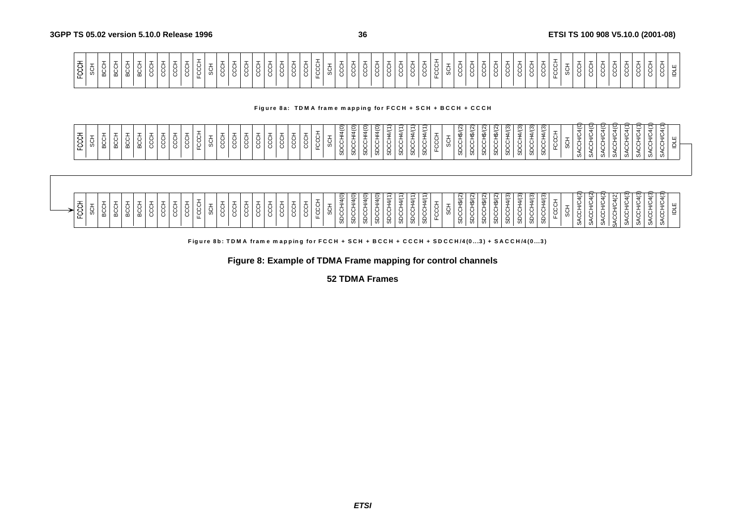| FCCH | SCH | BCCH | BCCH | BCCH | BCCH | CCCH | CCCH | CCCH | CCCH | FCCH | SCH | CCCH | CCCH | CCCH | CCCH | CCCH | CCCH | CCCH | CCCH | FCCH | SCH | CCCH | CCCH | CCCH | CCCH | CCCH | CCCH | CCCH | CCCH | FCCH | SCH | CCCH | CCCH | CCCH | CCCH | CCCH | CCCH | CCCH | CCCH | FCCH | SCH | CCCH | CCCH | CCCH | CCCH | CCCH | CCCH | CCCH | CCCH | IDLE |
|---|---|---|---|---|---|---|---|---|---|---|---|---|---|---|---|---|---|---|---|---|---|---|---|---|---|---|---|---|---|---|---|---|---|---|---|---|---|---|---|---|---|---|---|---|---|---|---|---|---|---|

**Figure 8a: TDMA frame mapping for FCCH + SCH + BCCH + CCCH**

| FCCH | SCH | BCCH | BCCH | BCCH | BCCH | CCCH | CCCH | CCCH | CCCH | FCCH | SCH | CCCH | CCCH | CCCH | CCCH | CCCH | CCCH | CCCH | CCCH | FCCH | SCH | SDCCH/4(0) | SDCCH/4(0) | SDCCH/4(0) | SDCCH/4(0) | SDCCH/4(1) | SDCCH/4(1) | SDCCH/4(1) | SDCCH/4(1) | FCCH | SCH | SDCCH/4(2) | SDCCH/4(2) | SDCCH/4(2) | SDCCH/4(2) | SDCCH/4(3) | SDCCH/4(3) | SDCCH/4(3) | SDCCH/4(3) | FCCH | SCH | SACCH/C4(0) | SACCH/C4(0) | SACCH/C4(0) | SACCH/C4(0) | SACCH/C4(1) | SACCH/C4(1) | SACCH/C4(1) | SACCH/C4(1) | IDLE |
|---|---|---|---|---|---|---|---|---|---|---|---|---|---|---|---|---|---|---|---|---|---|---|---|---|---|---|---|---|---|---|---|---|---|---|---|---|---|---|---|---|---|---|---|---|---|---|---|---|---|---|
| FCCH | SCH | BCCH | BCCH | BCCH | BCCH | CCCH | CCCH | CCCH | CCCH | FCCH | SCH | CCCH | CCCH | CCCH | CCCH | CCCH | CCCH | CCCH | CCCH | FCCH | SCH | SDCCH/4(0) | SDCCH/4(0) | SDCCH/4(0) | SDCCH/4(0) | SDCCH/4(1) | SDCCH/4(1) | SDCCH/4(1) | SDCCH/4(1) | FCCH | SCH | SDCCH/4(2) | SDCCH/4(2) | SDCCH/4(2) | SDCCH/4(2) | SDCCH/4(3) | SDCCH/4(3) | SDCCH/4(3) | SDCCH/4(3) | FCCH | SCH | SACCH/C4(2) | SACCH/C4(2) | SACCH/C4(2) | SACCH/C4(2) | SACCH/C4(3) | SACCH/C4(3) | SACCH/C4(3) | SACCH/C4(3) | IDLE |

**Figure 8b: TDMA frame mapping for FCCH + SCH + BCCH + CCCH + SDCCH/4(0...3) + SACCH/4(0...3)**

**Figure 8: Example of TDMA Frame mapping for control channels**

**52 TDMA Frames**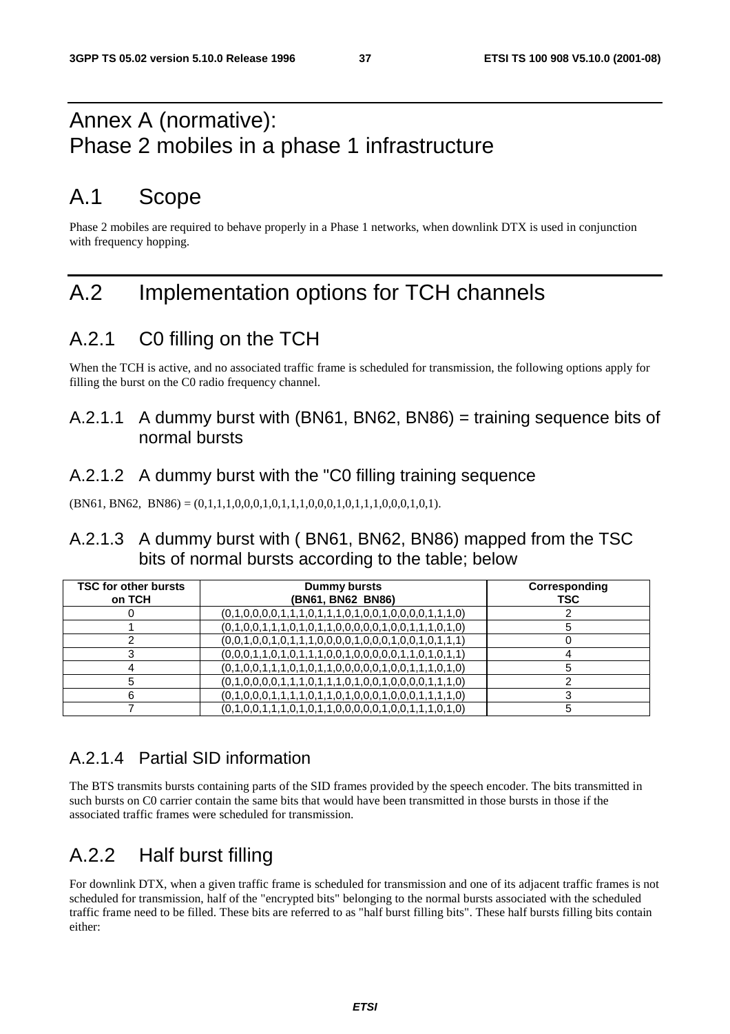# Annex A (normative): Phase 2 mobiles in a phase 1 infrastructure

# A.1 Scope

Phase 2 mobiles are required to behave properly in a Phase 1 networks, when downlink DTX is used in conjunction with frequency hopping.

# A.2 Implementation options for TCH channels

## A.2.1 C0 filling on the TCH

When the TCH is active, and no associated traffic frame is scheduled for transmission, the following options apply for filling the burst on the C0 radio frequency channel.

### A.2.1.1 A dummy burst with (BN61, BN62, BN86) = training sequence bits of normal bursts

### A.2.1.2 A dummy burst with the "C0 filling training sequence

(BN61, BN62, BN86) = (0,1,1,1,0,0,0,1,0,1,1,1,0,0,0,1,0,1,1,1,0,0,0,1,0,1).

### A.2.1.3 A dummy burst with ( BN61, BN62, BN86) mapped from the TSC bits of normal bursts according to the table; below

| TSC for other bursts on TCH | Dummy bursts (BN61, BN62 BN86) | Corresponding TSC |
|---|---|---|
| 0 | (0,1,0,0,0,0,1,1,1,0,1,1,1,0,1,0,0,1,0,0,0,0,1,1,1,0) | 2 |
| 1 | (0,1,0,0,1,1,1,0,1,0,1,1,0,0,0,0,0,1,0,0,1,1,1,0,1,0) | 5 |
| 2 | (0,0,1,0,0,1,0,1,1,1,0,0,0,0,1,0,0,0,1,0,0,1,0,1,1,1) | 0 |
| 3 | (0,0,0,1,1,0,1,0,1,1,1,0,0,1,0,0,0,0,0,1,1,0,1,0,1,1) | 4 |
| 4 | (0,1,0,0,1,1,1,0,1,0,1,1,0,0,0,0,0,1,0,0,1,1,1,0,1,0) | 5 |
| 5 | (0,1,0,0,0,0,1,1,1,0,1,1,1,0,1,0,0,1,0,0,0,0,1,1,1,0) | 2 |
| 6 | (0,1,0,0,0,1,1,1,1,0,1,1,0,1,0,0,0,1,0,0,0,1,1,1,1,0) | 3 |
| 7 | (0,1,0,0,1,1,1,0,1,0,1,1,0,0,0,0,0,1,0,0,1,1,1,0,1,0) | 5 |

### A.2.1.4 Partial SID information

The BTS transmits bursts containing parts of the SID frames provided by the speech encoder. The bits transmitted in such bursts on C0 carrier contain the same bits that would have been transmitted in those bursts in those if the associated traffic frames were scheduled for transmission.

## A.2.2 Half burst filling

For downlink DTX, when a given traffic frame is scheduled for transmission and one of its adjacent traffic frames is not scheduled for transmission, half of the "encrypted bits" belonging to the normal bursts associated with the scheduled traffic frame need to be filled. These bits are referred to as "half burst filling bits". These half bursts filling bits contain either: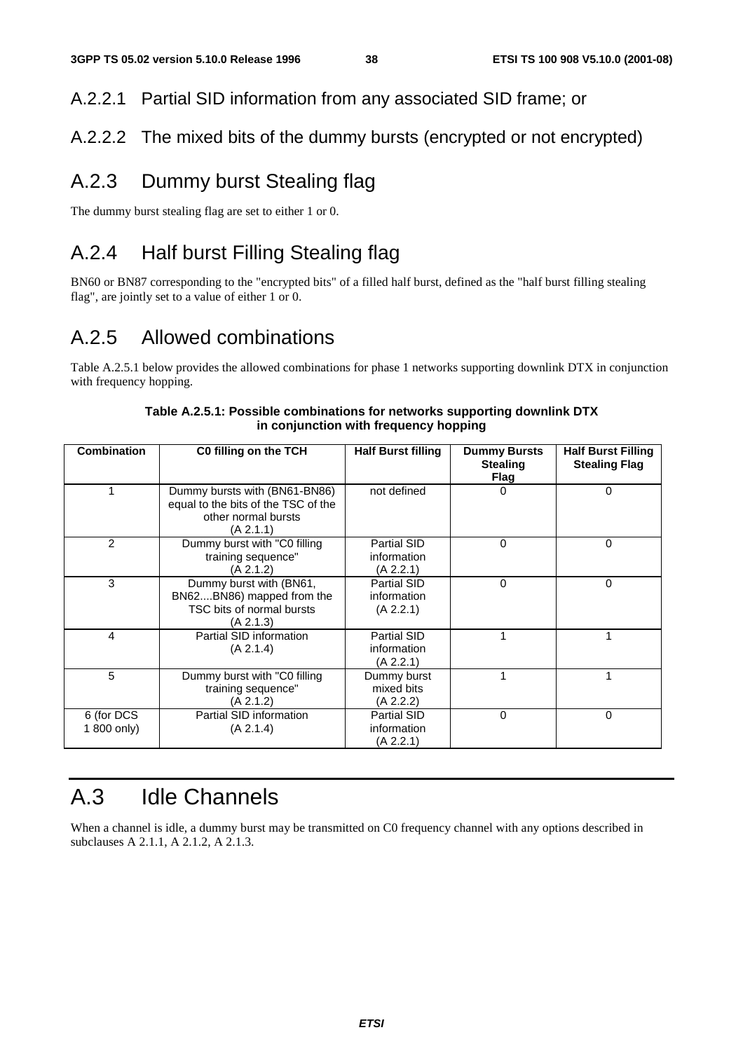#### A.2.2.1 Partial SID information from any associated SID frame; or

#### A.2.2.2 The mixed bits of the dummy bursts (encrypted or not encrypted)

### A.2.3 Dummy burst Stealing flag

The dummy burst stealing flag are set to either 1 or 0.

### A.2.4 Half burst Filling Stealing flag

BN60 or BN87 corresponding to the "encrypted bits" of a filled half burst, defined as the "half burst filling stealing flag", are jointly set to a value of either 1 or 0.

### A.2.5 Allowed combinations

Table A.2.5.1 below provides the allowed combinations for phase 1 networks supporting downlink DTX in conjunction with frequency hopping.

**Table A.2.5.1: Possible combinations for networks supporting downlink DTX in conjunction with frequency hopping**

| Combination | C0 filling on the TCH | Half Burst filling | Dummy Bursts Stealing Flag | Half Burst Filling Stealing Flag |
|---|---|---|---|---|
| 1 | Dummy bursts with (BN61-BN86) equal to the bits of the TSC of the other normal bursts (A 2.1.1) | not defined | 0 | 0 |
| 2 | Dummy burst with "C0 filling training sequence" (A 2.1.2) | Partial SID information (A 2.2.1) | 0 | 0 |
| 3 | Dummy burst with (BN61, BN62....BN86) mapped from the TSC bits of normal bursts (A 2.1.3) | Partial SID information (A 2.2.1) | 0 | 0 |
| 4 | Partial SID information (A 2.1.4) | Partial SID information (A 2.2.1) | 1 | 1 |
| 5 | Dummy burst with "C0 filling training sequence" (A 2.1.2) | Dummy burst mixed bits (A 2.2.2) | 1 | 1 |
| 6 (for DCS 1 800 only) | Partial SID information (A 2.1.4) | Partial SID information (A 2.2.1) | 0 | 0 |

## A.3 Idle Channels

When a channel is idle, a dummy burst may be transmitted on C0 frequency channel with any options described in subclauses A 2.1.1, A 2.1.2, A 2.1.3.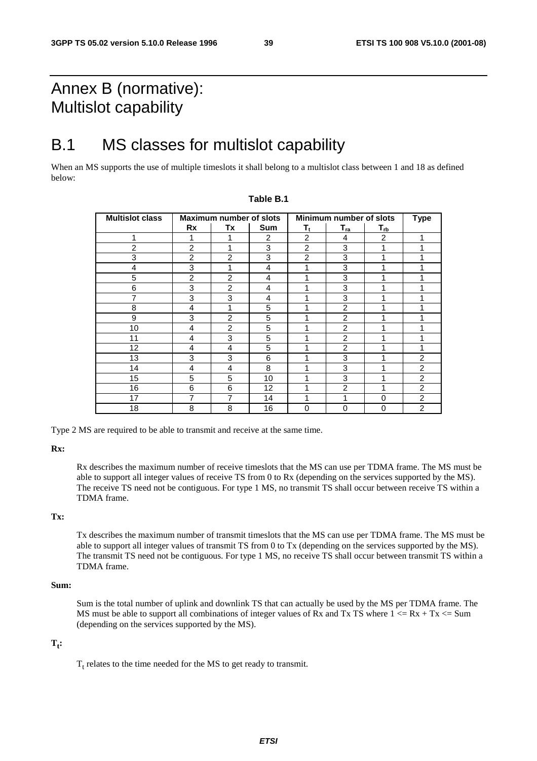# Annex B (normative): Multislot capability

## B.1 MS classes for multislot capability

When an MS supports the use of multiple timeslots it shall belong to a multislot class between 1 and 18 as defined below:

**Table B.1**

| Multislot class | Maximum number of slots | | | Minimum number of slots | | | Type |
|---|---|---|---|---|---|---|---|
| | Rx | Tx | Sum | $T_t$ | $T_{ra}$ | $T_{rb}$ | |
| 1 | 1 | 1 | 2 | 2 | 4 | 2 | 1 |
| 2 | 2 | 1 | 3 | 2 | 3 | 1 | 1 |
| 3 | 2 | 2 | 3 | 2 | 3 | 1 | 1 |
| 4 | 3 | 1 | 4 | 1 | 3 | 1 | 1 |
| 5 | 2 | 2 | 4 | 1 | 3 | 1 | 1 |
| 6 | 3 | 2 | 4 | 1 | 3 | 1 | 1 |
| 7 | 3 | 3 | 4 | 1 | 3 | 1 | 1 |
| 8 | 4 | 1 | 5 | 1 | 2 | 1 | 1 |
| 9 | 3 | 2 | 5 | 1 | 2 | 1 | 1 |
| 10 | 4 | 2 | 5 | 1 | 2 | 1 | 1 |
| 11 | 4 | 3 | 5 | 1 | 2 | 1 | 1 |
| 12 | 4 | 4 | 5 | 1 | 2 | 1 | 1 |
| 13 | 3 | 3 | 6 | 1 | 3 | 1 | 2 |
| 14 | 4 | 4 | 8 | 1 | 3 | 1 | 2 |
| 15 | 5 | 5 | 10 | 1 | 3 | 1 | 2 |
| 16 | 6 | 6 | 12 | 1 | 2 | 1 | 2 |
| 17 | 7 | 7 | 14 | 1 | 1 | 0 | 2 |
| 18 | 8 | 8 | 16 | 0 | 0 | 0 | 2 |

Type 2 MS are required to be able to transmit and receive at the same time.

**Rx:**

Rx describes the maximum number of receive timeslots that the MS can use per TDMA frame. The MS must be able to support all integer values of receive TS from 0 to Rx (depending on the services supported by the MS). The receive TS need not be contiguous. For type 1 MS, no transmit TS shall occur between receive TS within a TDMA frame.

**Tx:**

Tx describes the maximum number of transmit timeslots that the MS can use per TDMA frame. The MS must be able to support all integer values of transmit TS from 0 to Tx (depending on the services supported by the MS). The transmit TS need not be contiguous. For type 1 MS, no receive TS shall occur between transmit TS within a TDMA frame.

**Sum:**

Sum is the total number of uplink and downlink TS that can actually be used by the MS per TDMA frame. The MS must be able to support all combinations of integer values of Rx and Tx TS where $1 \le Rx + Tx \le Sum$ (depending on the services supported by the MS).

**$T_t$:**

$T_t$ relates to the time needed for the MS to get ready to transmit.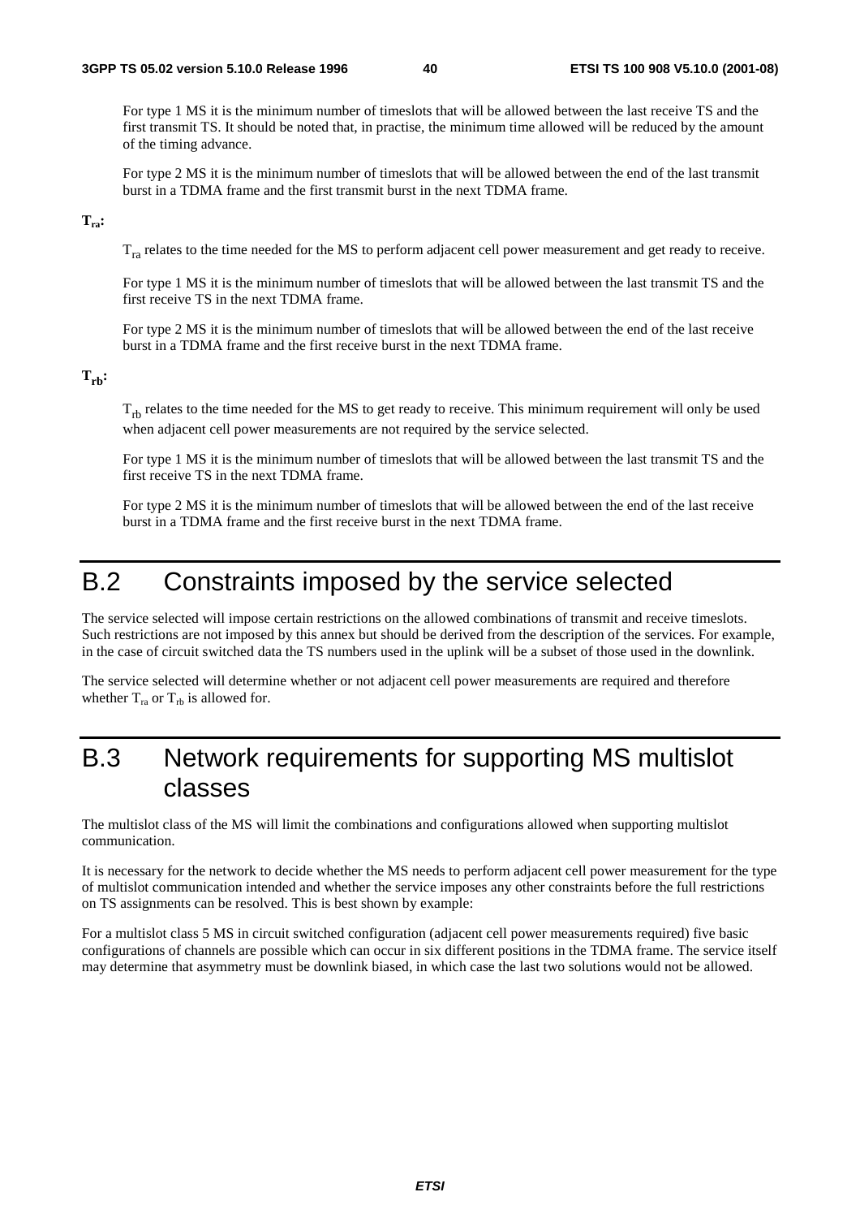For type 1 MS it is the minimum number of timeslots that will be allowed between the last receive TS and the first transmit TS. It should be noted that, in practise, the minimum time allowed will be reduced by the amount of the timing advance.

For type 2 MS it is the minimum number of timeslots that will be allowed between the end of the last transmit burst in a TDMA frame and the first transmit burst in the next TDMA frame.

**$T_{ra}$:**

$T_{ra}$ relates to the time needed for the MS to perform adjacent cell power measurement and get ready to receive.

For type 1 MS it is the minimum number of timeslots that will be allowed between the last transmit TS and the first receive TS in the next TDMA frame.

For type 2 MS it is the minimum number of timeslots that will be allowed between the end of the last receive burst in a TDMA frame and the first receive burst in the next TDMA frame.

**$T_{rb}$:**

$T_{rb}$ relates to the time needed for the MS to get ready to receive. This minimum requirement will only be used when adjacent cell power measurements are not required by the service selected.

For type 1 MS it is the minimum number of timeslots that will be allowed between the last transmit TS and the first receive TS in the next TDMA frame.

For type 2 MS it is the minimum number of timeslots that will be allowed between the end of the last receive burst in a TDMA frame and the first receive burst in the next TDMA frame.

# B.2 Constraints imposed by the service selected

The service selected will impose certain restrictions on the allowed combinations of transmit and receive timeslots. Such restrictions are not imposed by this annex but should be derived from the description of the services. For example, in the case of circuit switched data the TS numbers used in the uplink will be a subset of those used in the downlink.

The service selected will determine whether or not adjacent cell power measurements are required and therefore whether $T_{ra}$ or $T_{rb}$ is allowed for.

# B.3 Network requirements for supporting MS multislot classes

The multislot class of the MS will limit the combinations and configurations allowed when supporting multislot communication.

It is necessary for the network to decide whether the MS needs to perform adjacent cell power measurement for the type of multislot communication intended and whether the service imposes any other constraints before the full restrictions on TS assignments can be resolved. This is best shown by example:

For a multislot class 5 MS in circuit switched configuration (adjacent cell power measurements required) five basic configurations of channels are possible which can occur in six different positions in the TDMA frame. The service itself may determine that asymmetry must be downlink biased, in which case the last two solutions would not be allowed.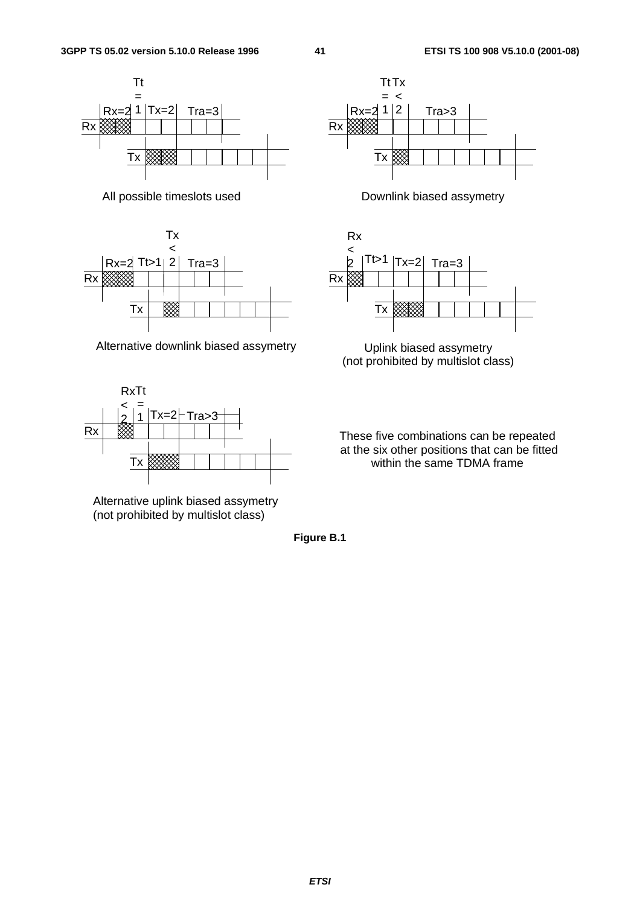All possible timeslots used

Downlink biased assymetry

Alternative downlink biased assymetry

Uplink biased assymetry
(not prohibited by multislot class)

Alternative uplink biased assymetry
(not prohibited by multislot class)

These five combinations can be repeated at the six other positions that can be fitted within the same TDMA frame

**Figure B.1**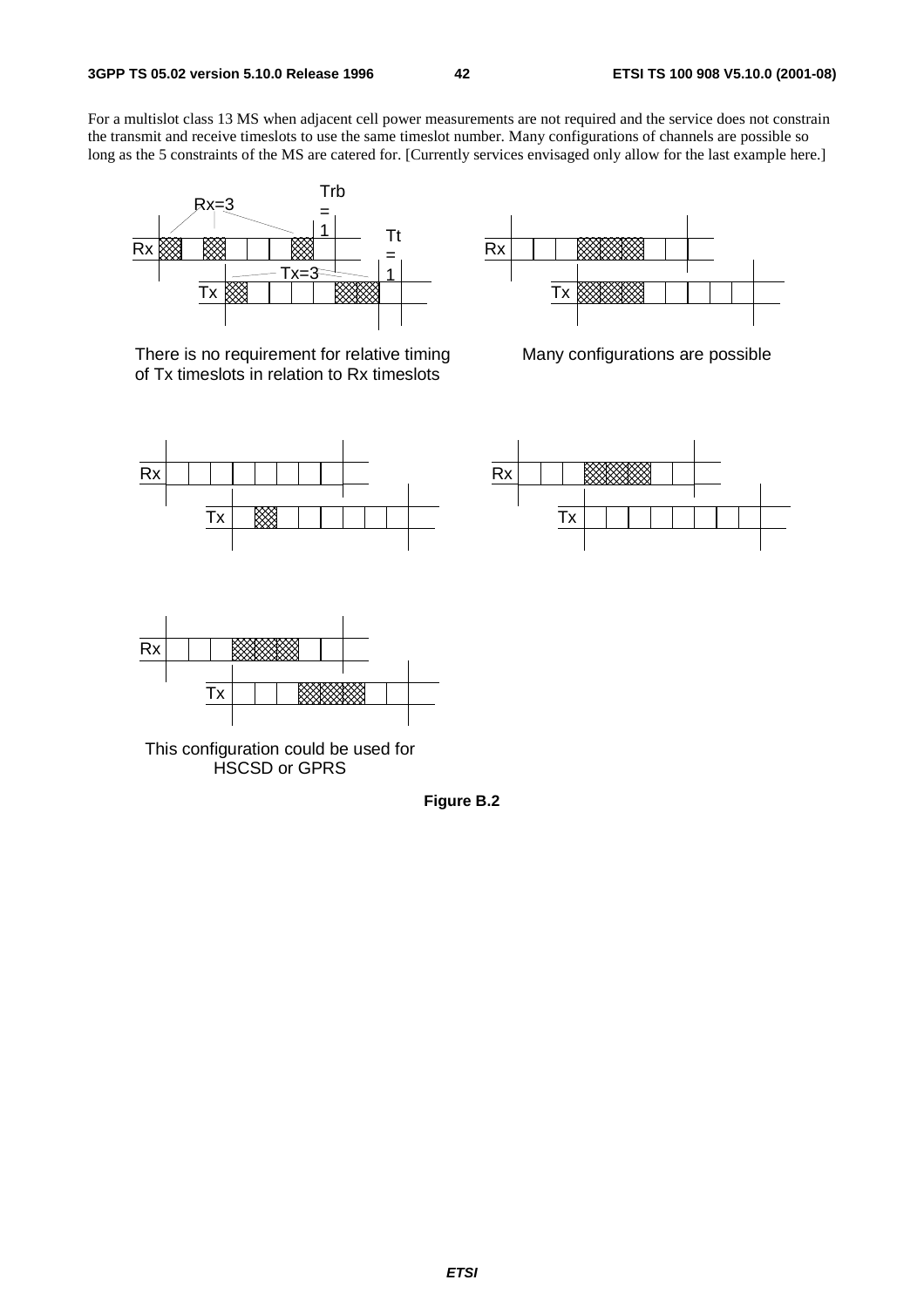For a multislot class 13 MS when adjacent cell power measurements are not required and the service does not constrain the transmit and receive timeslots to use the same timeslot number. Many configurations of channels are possible so long as the 5 constraints of the MS are catered for. [Currently services envisaged only allow for the last example here.]

There is no requirement for relative timing of Tx timeslots in relation to Rx timeslots

Many configurations are possible

This configuration could be used for HSCSD or GPRS

**Figure B.2**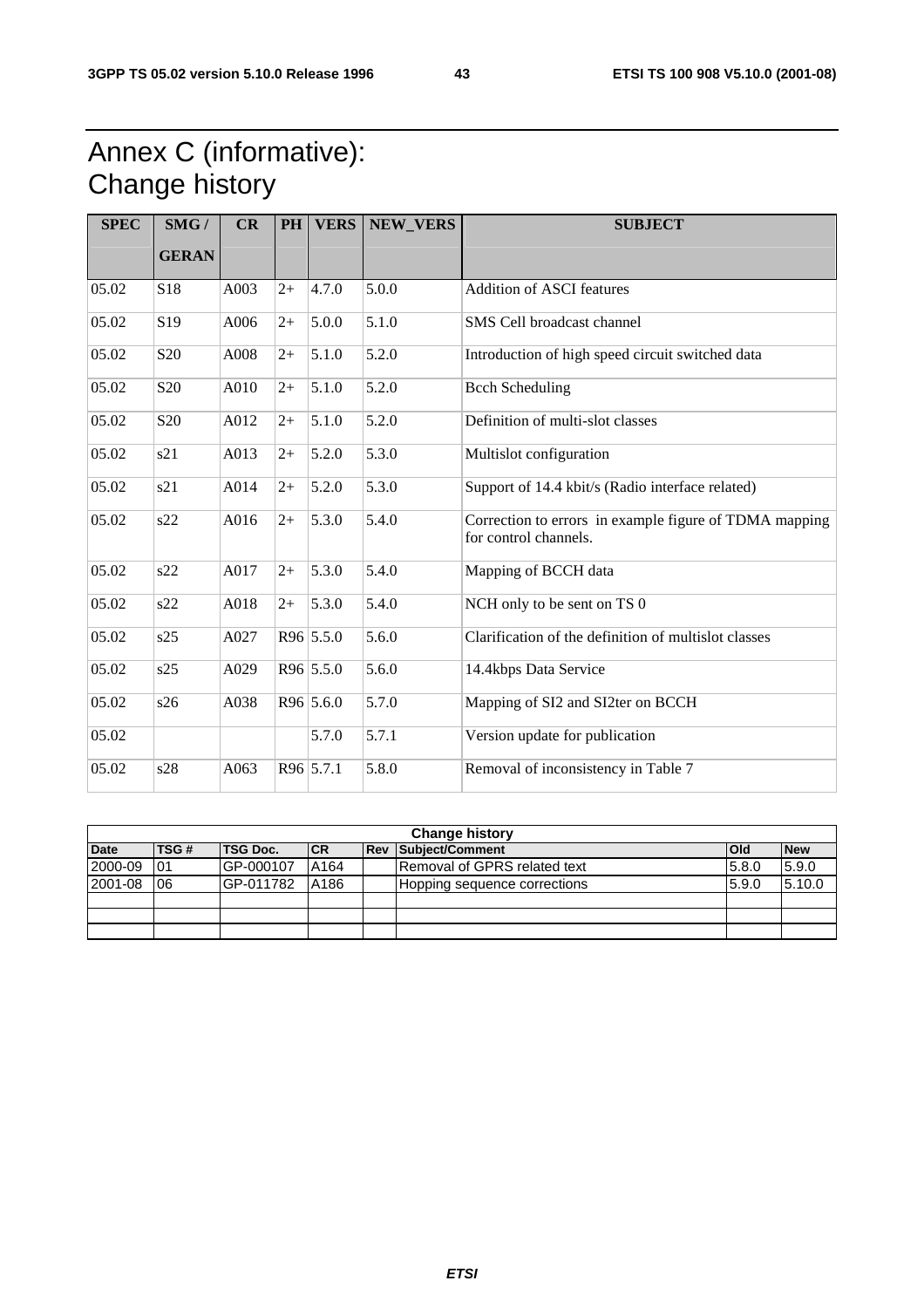# Annex C (informative): Change history

| SPEC | SMG / GERAN | CR | PH | VERS | NEW_VERS | SUBJECT |
|---|---|---|---|---|---|---|
| 05.02 | S18 | A003 | 2+ | 4.7.0 | 5.0.0 | Addition of ASCI features |
| 05.02 | S19 | A006 | 2+ | 5.0.0 | 5.1.0 | SMS Cell broadcast channel |
| 05.02 | S20 | A008 | 2+ | 5.1.0 | 5.2.0 | Introduction of high speed circuit switched data |
| 05.02 | S20 | A010 | 2+ | 5.1.0 | 5.2.0 | Bcch Scheduling |
| 05.02 | S20 | A012 | 2+ | 5.1.0 | 5.2.0 | Definition of multi-slot classes |
| 05.02 | s21 | A013 | 2+ | 5.2.0 | 5.3.0 | Multislot configuration |
| 05.02 | s21 | A014 | 2+ | 5.2.0 | 5.3.0 | Support of 14.4 kbit/s (Radio interface related) |
| 05.02 | s22 | A016 | 2+ | 5.3.0 | 5.4.0 | Correction to errors in example figure of TDMA mapping for control channels. |
| 05.02 | s22 | A017 | 2+ | 5.3.0 | 5.4.0 | Mapping of BCCH data |
| 05.02 | s22 | A018 | 2+ | 5.3.0 | 5.4.0 | NCH only to be sent on TS 0 |
| 05.02 | s25 | A027 | R96 | 5.5.0 | 5.6.0 | Clarification of the definition of multislot classes |
| 05.02 | s25 | A029 | R96 | 5.5.0 | 5.6.0 | 14.4kbps Data Service |
| 05.02 | s26 | A038 | R96 | 5.6.0 | 5.7.0 | Mapping of SI2 and SI2ter on BCCH |
| 05.02 | | | | 5.7.0 | 5.7.1 | Version update for publication |
| 05.02 | s28 | A063 | R96 | 5.7.1 | 5.8.0 | Removal of inconsistency in Table 7 |

| Change history | | | | | | | |
|---|---|---|---|---|---|---|---|
| **Date** | **TSG #** | **TSG Doc.** | **CR** | **Rev** | **Subject/Comment** | **Old** | **New** |
| 2000-09 | 01 | GP-000107 | A164 | | Removal of GPRS related text | 5.8.0 | 5.9.0 |
| 2001-08 | 06 | GP-011782 | A186 | | Hopping sequence corrections | 5.9.0 | 5.10.0 |
| | | | | | | | |
| | | | | | | | |
| | | | | | | | |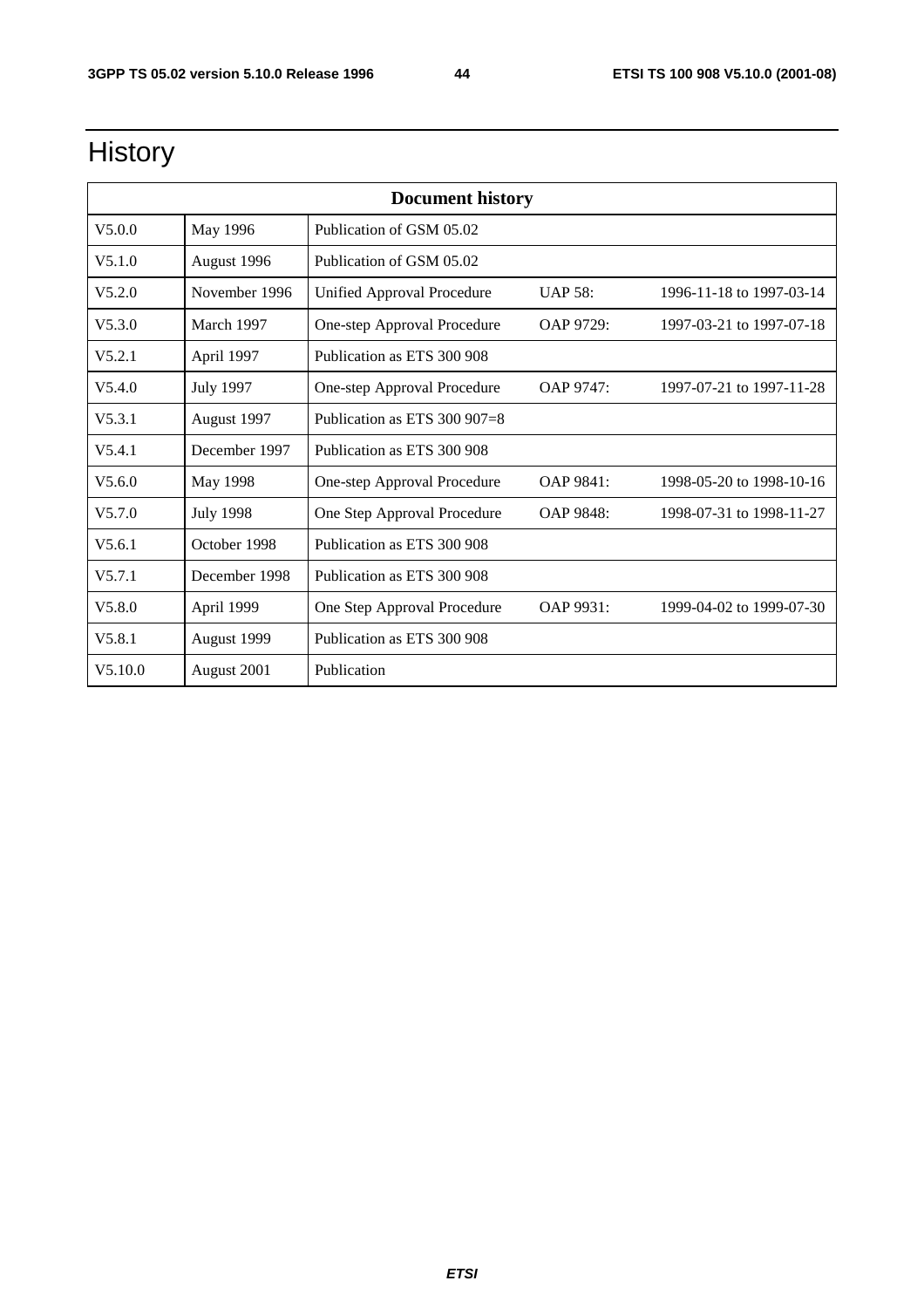# History

| Document history | | | | |
|---|---|---|---|---|
| V5.0.0 | May 1996 | Publication of GSM 05.02 | | |
| V5.1.0 | August 1996 | Publication of GSM 05.02 | | |
| V5.2.0 | November 1996 | Unified Approval Procedure | UAP 58: | 1996-11-18 to 1997-03-14 |
| V5.3.0 | March 1997 | One-step Approval Procedure | OAP 9729: | 1997-03-21 to 1997-07-18 |
| V5.2.1 | April 1997 | Publication as ETS 300 908 | | |
| V5.4.0 | July 1997 | One-step Approval Procedure | OAP 9747: | 1997-07-21 to 1997-11-28 |
| V5.3.1 | August 1997 | Publication as ETS 300 907=8 | | |
| V5.4.1 | December 1997 | Publication as ETS 300 908 | | |
| V5.6.0 | May 1998 | One-step Approval Procedure | OAP 9841: | 1998-05-20 to 1998-10-16 |
| V5.7.0 | July 1998 | One Step Approval Procedure | OAP 9848: | 1998-07-31 to 1998-11-27 |
| V5.6.1 | October 1998 | Publication as ETS 300 908 | | |
| V5.7.1 | December 1998 | Publication as ETS 300 908 | | |
| V5.8.0 | April 1999 | One Step Approval Procedure | OAP 9931: | 1999-04-02 to 1999-07-30 |
| V5.8.1 | August 1999 | Publication as ETS 300 908 | | |
| V5.10.0 | August 2001 | Publication | | |